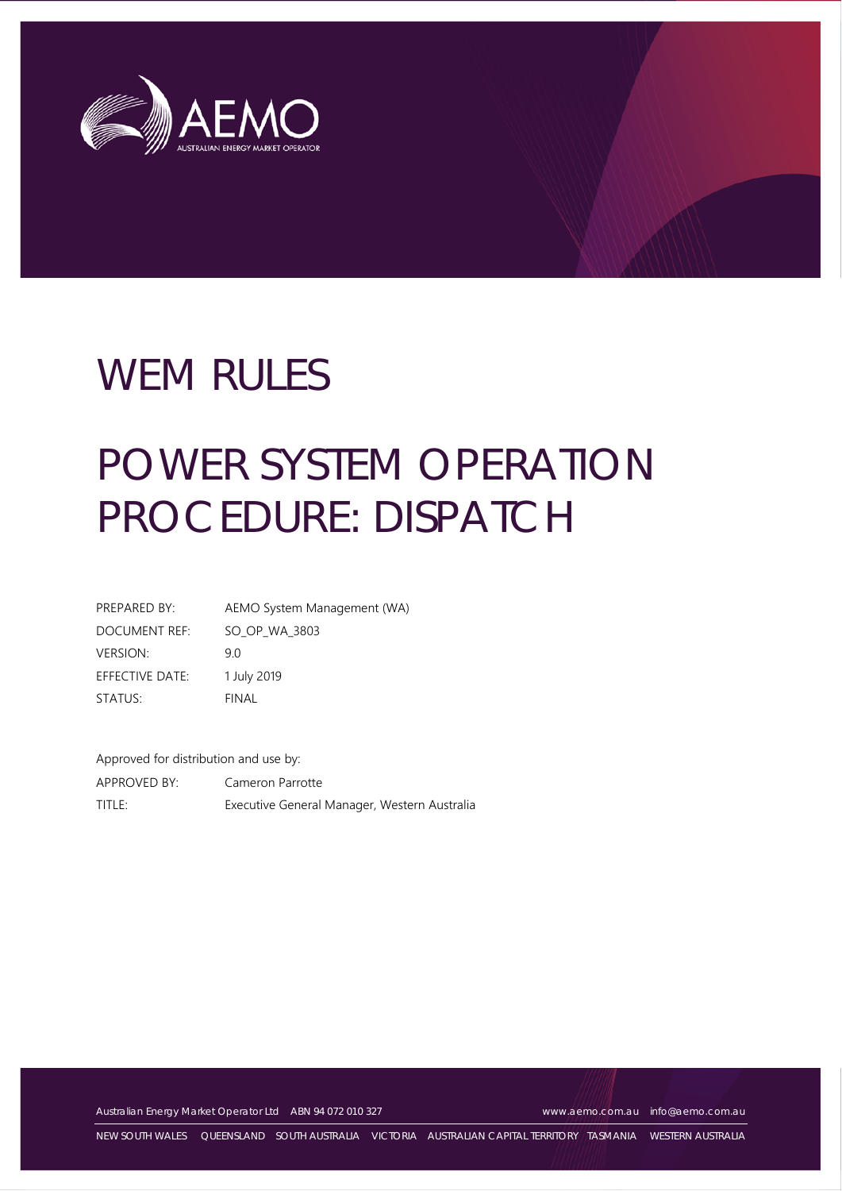# WEM RULES

# POWER SYSTEM OPERATION PROCEDURE: DISPATCH

| | |
|---|---|
| PREPARED BY: | AEMO System Management (WA) |
| DOCUMENT REF: | SO_OP_WA_3803 |
| VERSION: | 9.0 |
| EFFECTIVE DATE: | 1 July 2019 |
| STATUS: | FINAL |

Approved for distribution and use by:

| | |
|---|---|
| APPROVED BY: | Cameron Parrotte |
| TITLE: | Executive General Manager, Western Australia |

Australian Energy Market Operator Ltd ABN 94 072 010 327 www.aemo.com.au info@aemo.com.au

NEW SOUTH WALES QUEENSLAND SOUTH AUSTRALIA VICTORIA AUSTRALIAN CAPITAL TERRITORY TASMANIA WESTERN AUSTRALIA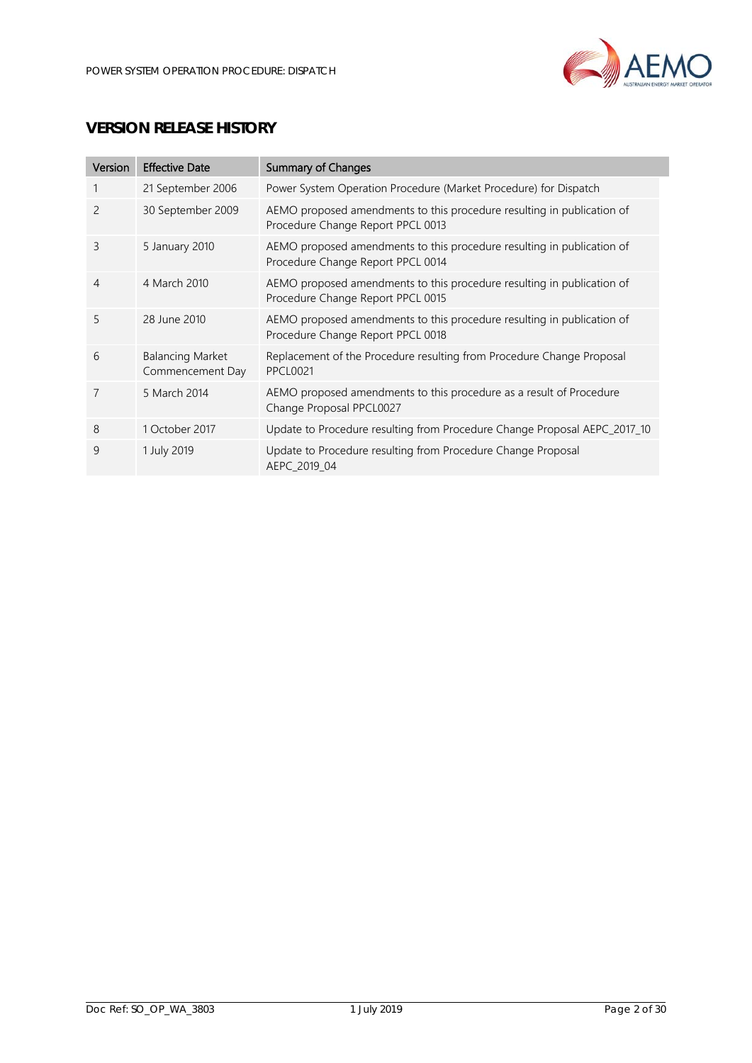## VERSION RELEASE HISTORY

| Version | Effective Date | Summary of Changes |
|---|---|---|
| 1 | 21 September 2006 | Power System Operation Procedure (Market Procedure) for Dispatch |
| 2 | 30 September 2009 | AEMO proposed amendments to this procedure resulting in publication of Procedure Change Report PPCL 0013 |
| 3 | 5 January 2010 | AEMO proposed amendments to this procedure resulting in publication of Procedure Change Report PPCL 0014 |
| 4 | 4 March 2010 | AEMO proposed amendments to this procedure resulting in publication of Procedure Change Report PPCL 0015 |
| 5 | 28 June 2010 | AEMO proposed amendments to this procedure resulting in publication of Procedure Change Report PPCL 0018 |
| 6 | Balancing Market Commencement Day | Replacement of the Procedure resulting from Procedure Change Proposal PPCL0021 |
| 7 | 5 March 2014 | AEMO proposed amendments to this procedure as a result of Procedure Change Proposal PPCL0027 |
| 8 | 1 October 2017 | Update to Procedure resulting from Procedure Change Proposal AEPC_2017_10 |
| 9 | 1 July 2019 | Update to Procedure resulting from Procedure Change Proposal AEPC_2019_04 |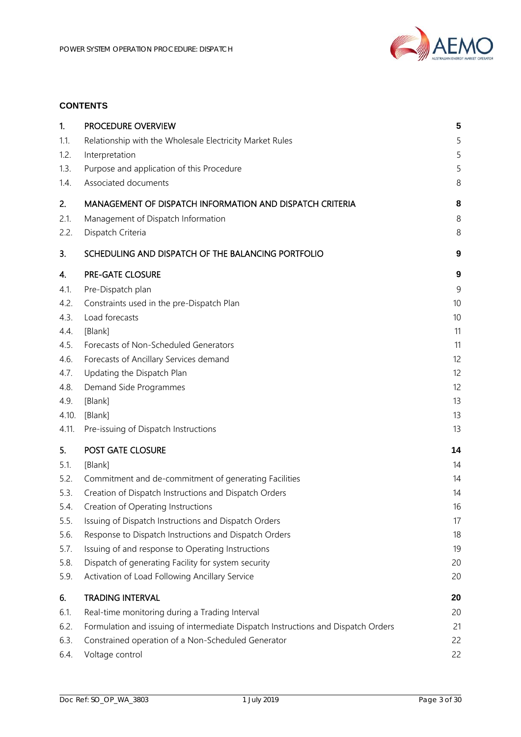**CONTENTS**

| | | |
|---|---|---|
| **1.** | **PROCEDURE OVERVIEW** | **5** |
| 1.1. | Relationship with the Wholesale Electricity Market Rules | 5 |
| 1.2. | Interpretation | 5 |
| 1.3. | Purpose and application of this Procedure | 5 |
| 1.4. | Associated documents | 8 |
| **2.** | **MANAGEMENT OF DISPATCH INFORMATION AND DISPATCH CRITERIA** | **8** |
| 2.1. | Management of Dispatch Information | 8 |
| 2.2. | Dispatch Criteria | 8 |
| **3.** | **SCHEDULING AND DISPATCH OF THE BALANCING PORTFOLIO** | **9** |
| **4.** | **PRE-GATE CLOSURE** | **9** |
| 4.1. | Pre-Dispatch plan | 9 |
| 4.2. | Constraints used in the pre-Dispatch Plan | 10 |
| 4.3. | Load forecasts | 10 |
| 4.4. | [Blank] | 11 |
| 4.5. | Forecasts of Non-Scheduled Generators | 11 |
| 4.6. | Forecasts of Ancillary Services demand | 12 |
| 4.7. | Updating the Dispatch Plan | 12 |
| 4.8. | Demand Side Programmes | 12 |
| 4.9. | [Blank] | 13 |
| 4.10. | [Blank] | 13 |
| 4.11. | Pre-issuing of Dispatch Instructions | 13 |
| **5.** | **POST GATE CLOSURE** | **14** |
| 5.1. | [Blank] | 14 |
| 5.2. | Commitment and de-commitment of generating Facilities | 14 |
| 5.3. | Creation of Dispatch Instructions and Dispatch Orders | 14 |
| 5.4. | Creation of Operating Instructions | 16 |
| 5.5. | Issuing of Dispatch Instructions and Dispatch Orders | 17 |
| 5.6. | Response to Dispatch Instructions and Dispatch Orders | 18 |
| 5.7. | Issuing of and response to Operating Instructions | 19 |
| 5.8. | Dispatch of generating Facility for system security | 20 |
| 5.9. | Activation of Load Following Ancillary Service | 20 |
| **6.** | **TRADING INTERVAL** | **20** |
| 6.1. | Real-time monitoring during a Trading Interval | 20 |
| 6.2. | Formulation and issuing of intermediate Dispatch Instructions and Dispatch Orders | 21 |
| 6.3. | Constrained operation of a Non-Scheduled Generator | 22 |
| 6.4. | Voltage control | 22 |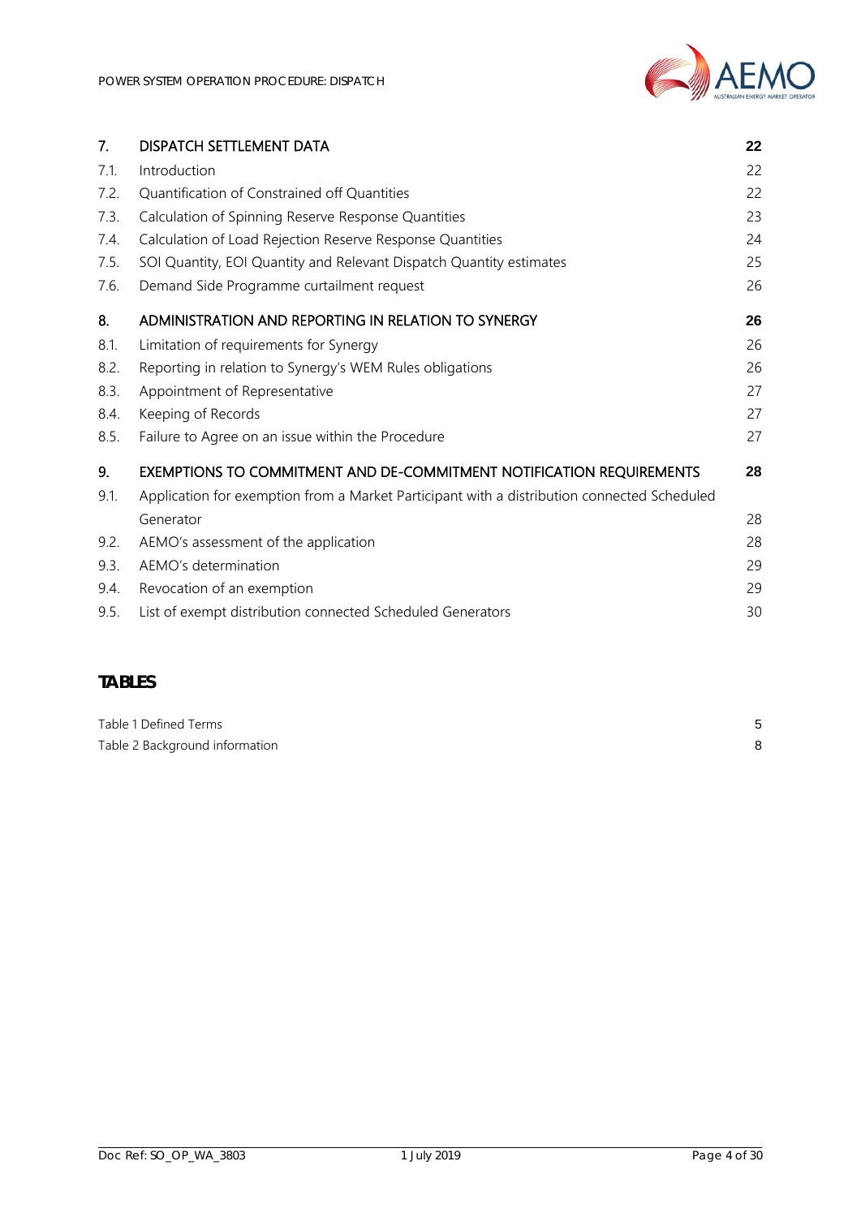| | | |
|---|---|---|
| **7.** | **DISPATCH SETTLEMENT DATA** | **22** |
| 7.1. | Introduction | 22 |
| 7.2. | Quantification of Constrained off Quantities | 22 |
| 7.3. | Calculation of Spinning Reserve Response Quantities | 23 |
| 7.4. | Calculation of Load Rejection Reserve Response Quantities | 24 |
| 7.5. | SOI Quantity, EOI Quantity and Relevant Dispatch Quantity estimates | 25 |
| 7.6. | Demand Side Programme curtailment request | 26 |
| **8.** | **ADMINISTRATION AND REPORTING IN RELATION TO SYNERGY** | **26** |
| 8.1. | Limitation of requirements for Synergy | 26 |
| 8.2. | Reporting in relation to Synergy's WEM Rules obligations | 26 |
| 8.3. | Appointment of Representative | 27 |
| 8.4. | Keeping of Records | 27 |
| 8.5. | Failure to Agree on an issue within the Procedure | 27 |
| **9.** | **EXEMPTIONS TO COMMITMENT AND DE-COMMITMENT NOTIFICATION REQUIREMENTS** | **28** |
| 9.1. | Application for exemption from a Market Participant with a distribution connected Scheduled Generator | 28 |
| 9.2. | AEMO's assessment of the application | 28 |
| 9.3. | AEMO's determination | 29 |
| 9.4. | Revocation of an exemption | 29 |
| 9.5. | List of exempt distribution connected Scheduled Generators | 30 |

## TABLES

| | |
|---|---|
| Table 1 Defined Terms | 5 |
| Table 2 Background information | 8 |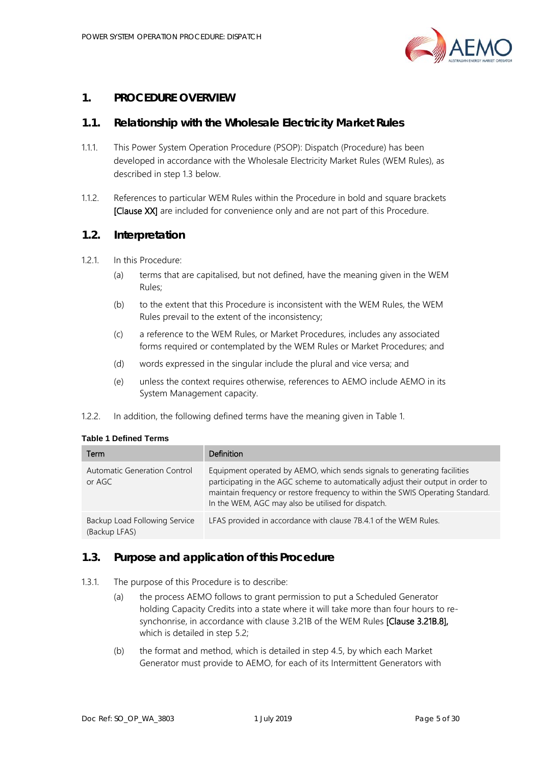# 1. PROCEDURE OVERVIEW

## 1.1. Relationship with the Wholesale Electricity Market Rules

1.1.1. This Power System Operation Procedure (PSOP): Dispatch (Procedure) has been developed in accordance with the Wholesale Electricity Market Rules (WEM Rules), as described in step 1.3 below.

1.1.2. References to particular WEM Rules within the Procedure in bold and square brackets **[Clause XX]** are included for convenience only and are not part of this Procedure.

## 1.2. Interpretation

1.2.1. In this Procedure:

(a) terms that are capitalised, but not defined, have the meaning given in the WEM Rules;

(b) to the extent that this Procedure is inconsistent with the WEM Rules, the WEM Rules prevail to the extent of the inconsistency;

(c) a reference to the WEM Rules, or Market Procedures, includes any associated forms required or contemplated by the WEM Rules or Market Procedures; and

(d) words expressed in the singular include the plural and vice versa; and

(e) unless the context requires otherwise, references to AEMO include AEMO in its System Management capacity.

1.2.2. In addition, the following defined terms have the meaning given in Table 1.

**Table 1 Defined Terms**

| Term | Definition |
|---|---|
| Automatic Generation Control or AGC | Equipment operated by AEMO, which sends signals to generating facilities participating in the AGC scheme to automatically adjust their output in order to maintain frequency or restore frequency to within the SWIS Operating Standard. In the WEM, AGC may also be utilised for dispatch. |
| Backup Load Following Service (Backup LFAS) | LFAS provided in accordance with clause 7B.4.1 of the WEM Rules. |

## 1.3. Purpose and application of this Procedure

1.3.1. The purpose of this Procedure is to describe:

(a) the process AEMO follows to grant permission to put a Scheduled Generator holding Capacity Credits into a state where it will take more than four hours to re-synchonrise, in accordance with clause 3.21B of the WEM Rules **[Clause 3.21B.8]**, which is detailed in step 5.2;

(b) the format and method, which is detailed in step 4.5, by which each Market Generator must provide to AEMO, for each of its Intermittent Generators with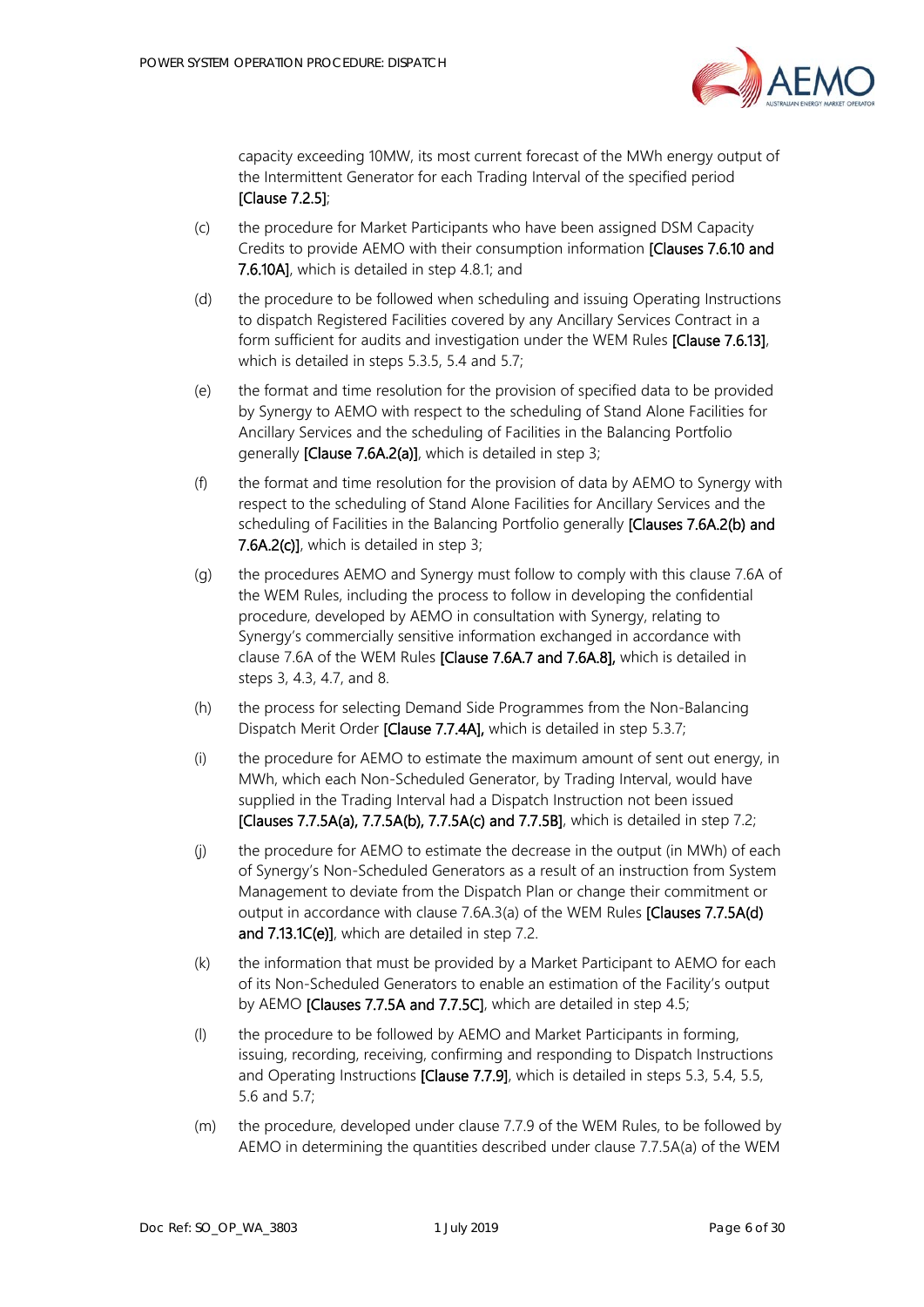capacity exceeding 10MW, its most current forecast of the MWh energy output of the Intermittent Generator for each Trading Interval of the specified period **[Clause 7.2.5]**;

(c) the procedure for Market Participants who have been assigned DSM Capacity Credits to provide AEMO with their consumption information **[Clauses 7.6.10 and 7.6.10A]**, which is detailed in step 4.8.1; and

(d) the procedure to be followed when scheduling and issuing Operating Instructions to dispatch Registered Facilities covered by any Ancillary Services Contract in a form sufficient for audits and investigation under the WEM Rules **[Clause 7.6.13]**, which is detailed in steps 5.3.5, 5.4 and 5.7;

(e) the format and time resolution for the provision of specified data to be provided by Synergy to AEMO with respect to the scheduling of Stand Alone Facilities for Ancillary Services and the scheduling of Facilities in the Balancing Portfolio generally **[Clause 7.6A.2(a)]**, which is detailed in step 3;

(f) the format and time resolution for the provision of data by AEMO to Synergy with respect to the scheduling of Stand Alone Facilities for Ancillary Services and the scheduling of Facilities in the Balancing Portfolio generally **[Clauses 7.6A.2(b) and 7.6A.2(c)]**, which is detailed in step 3;

(g) the procedures AEMO and Synergy must follow to comply with this clause 7.6A of the WEM Rules, including the process to follow in developing the confidential procedure, developed by AEMO in consultation with Synergy, relating to Synergy's commercially sensitive information exchanged in accordance with clause 7.6A of the WEM Rules **[Clause 7.6A.7 and 7.6A.8],** which is detailed in steps 3, 4.3, 4.7, and 8.

(h) the process for selecting Demand Side Programmes from the Non-Balancing Dispatch Merit Order **[Clause 7.7.4A],** which is detailed in step 5.3.7;

(i) the procedure for AEMO to estimate the maximum amount of sent out energy, in MWh, which each Non-Scheduled Generator, by Trading Interval, would have supplied in the Trading Interval had a Dispatch Instruction not been issued **[Clauses 7.7.5A(a), 7.7.5A(b), 7.7.5A(c) and 7.7.5B]**, which is detailed in step 7.2;

(j) the procedure for AEMO to estimate the decrease in the output (in MWh) of each of Synergy's Non-Scheduled Generators as a result of an instruction from System Management to deviate from the Dispatch Plan or change their commitment or output in accordance with clause 7.6A.3(a) of the WEM Rules **[Clauses 7.7.5A(d) and 7.13.1C(e)]**, which are detailed in step 7.2.

(k) the information that must be provided by a Market Participant to AEMO for each of its Non-Scheduled Generators to enable an estimation of the Facility's output by AEMO **[Clauses 7.7.5A and 7.7.5C]**, which are detailed in step 4.5;

(l) the procedure to be followed by AEMO and Market Participants in forming, issuing, recording, receiving, confirming and responding to Dispatch Instructions and Operating Instructions **[Clause 7.7.9]**, which is detailed in steps 5.3, 5.4, 5.5, 5.6 and 5.7;

(m) the procedure, developed under clause 7.7.9 of the WEM Rules, to be followed by AEMO in determining the quantities described under clause 7.7.5A(a) of the WEM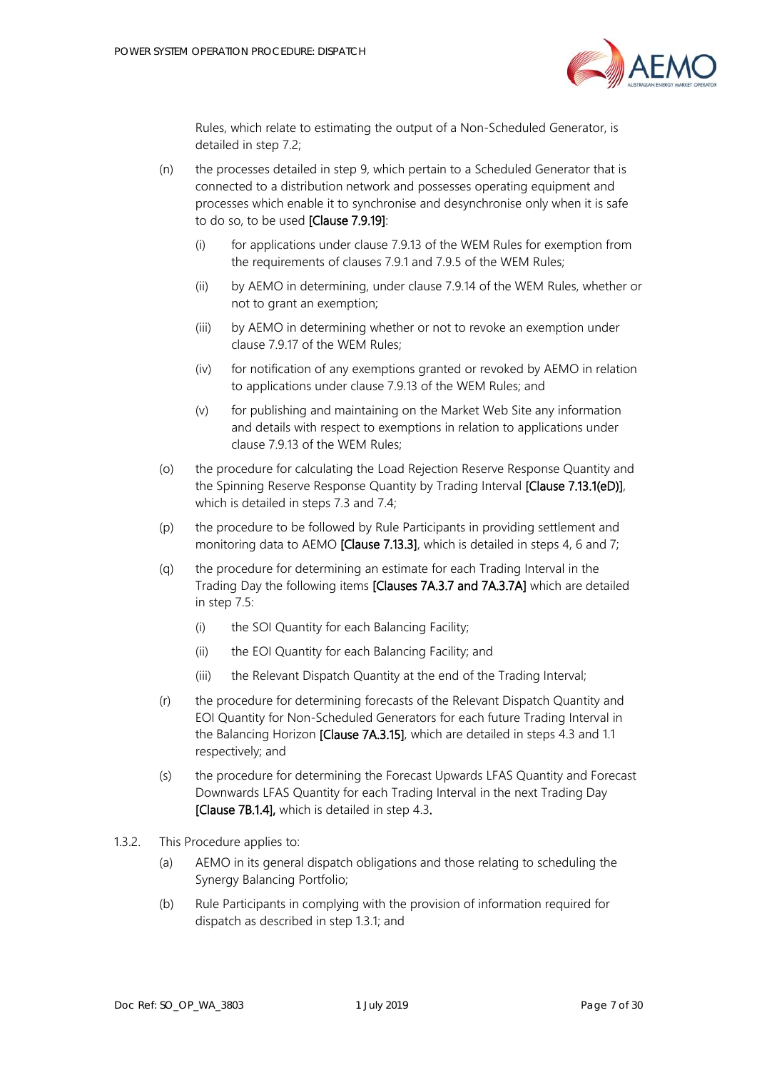Rules, which relate to estimating the output of a Non-Scheduled Generator, is detailed in step 7.2;

(n) the processes detailed in step 9, which pertain to a Scheduled Generator that is connected to a distribution network and possesses operating equipment and processes which enable it to synchronise and desynchronise only when it is safe to do so, to be used **[Clause 7.9.19]**:

   (i) for applications under clause 7.9.13 of the WEM Rules for exemption from the requirements of clauses 7.9.1 and 7.9.5 of the WEM Rules;

   (ii) by AEMO in determining, under clause 7.9.14 of the WEM Rules, whether or not to grant an exemption;

   (iii) by AEMO in determining whether or not to revoke an exemption under clause 7.9.17 of the WEM Rules;

   (iv) for notification of any exemptions granted or revoked by AEMO in relation to applications under clause 7.9.13 of the WEM Rules; and

   (v) for publishing and maintaining on the Market Web Site any information and details with respect to exemptions in relation to applications under clause 7.9.13 of the WEM Rules;

(o) the procedure for calculating the Load Rejection Reserve Response Quantity and the Spinning Reserve Response Quantity by Trading Interval **[Clause 7.13.1(eD)]**, which is detailed in steps 7.3 and 7.4;

(p) the procedure to be followed by Rule Participants in providing settlement and monitoring data to AEMO **[Clause 7.13.3]**, which is detailed in steps 4, 6 and 7;

(q) the procedure for determining an estimate for each Trading Interval in the Trading Day the following items **[Clauses 7A.3.7 and 7A.3.7A]** which are detailed in step 7.5:

   (i) the SOI Quantity for each Balancing Facility;

   (ii) the EOI Quantity for each Balancing Facility; and

   (iii) the Relevant Dispatch Quantity at the end of the Trading Interval;

(r) the procedure for determining forecasts of the Relevant Dispatch Quantity and EOI Quantity for Non-Scheduled Generators for each future Trading Interval in the Balancing Horizon **[Clause 7A.3.15]**, which are detailed in steps 4.3 and 1.1 respectively; and

(s) the procedure for determining the Forecast Upwards LFAS Quantity and Forecast Downwards LFAS Quantity for each Trading Interval in the next Trading Day **[Clause 7B.1.4]**, which is detailed in step 4.3.

1.3.2. This Procedure applies to:

(a) AEMO in its general dispatch obligations and those relating to scheduling the Synergy Balancing Portfolio;

(b) Rule Participants in complying with the provision of information required for dispatch as described in step 1.3.1; and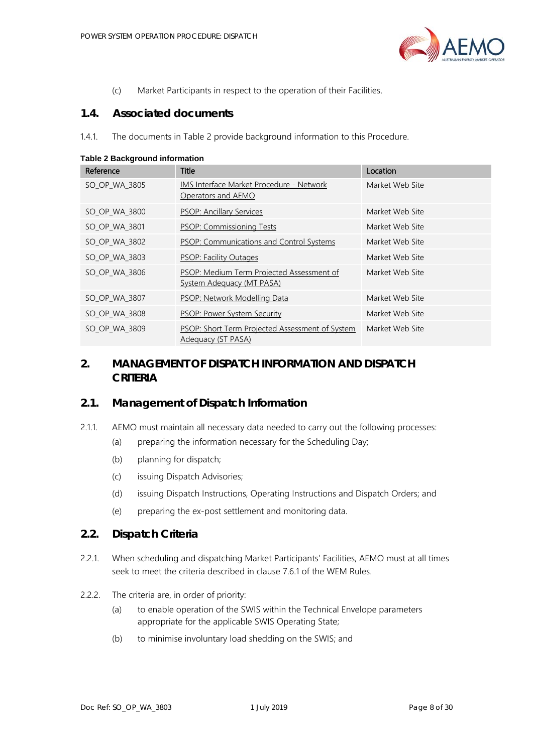(c) Market Participants in respect to the operation of their Facilities.

## 1.4. Associated documents

1.4.1. The documents in Table 2 provide background information to this Procedure.

**Table 2 Background information**

| Reference | Title | Location |
|---|---|---|
| SO_OP_WA_3805 | IMS Interface Market Procedure - Network Operators and AEMO | Market Web Site |
| SO_OP_WA_3800 | PSOP: Ancillary Services | Market Web Site |
| SO_OP_WA_3801 | PSOP: Commissioning Tests | Market Web Site |
| SO_OP_WA_3802 | PSOP: Communications and Control Systems | Market Web Site |
| SO_OP_WA_3803 | PSOP: Facility Outages | Market Web Site |
| SO_OP_WA_3806 | PSOP: Medium Term Projected Assessment of System Adequacy (MT PASA) | Market Web Site |
| SO_OP_WA_3807 | PSOP: Network Modelling Data | Market Web Site |
| SO_OP_WA_3808 | PSOP: Power System Security | Market Web Site |
| SO_OP_WA_3809 | PSOP: Short Term Projected Assessment of System Adequacy (ST PASA) | Market Web Site |

# 2. MANAGEMENT OF DISPATCH INFORMATION AND DISPATCH CRITERIA

## 2.1. Management of Dispatch Information

2.1.1. AEMO must maintain all necessary data needed to carry out the following processes:

(a) preparing the information necessary for the Scheduling Day;

(b) planning for dispatch;

(c) issuing Dispatch Advisories;

(d) issuing Dispatch Instructions, Operating Instructions and Dispatch Orders; and

(e) preparing the ex-post settlement and monitoring data.

## 2.2. Dispatch Criteria

2.2.1. When scheduling and dispatching Market Participants' Facilities, AEMO must at all times seek to meet the criteria described in clause 7.6.1 of the WEM Rules.

2.2.2. The criteria are, in order of priority:

(a) to enable operation of the SWIS within the Technical Envelope parameters appropriate for the applicable SWIS Operating State;

(b) to minimise involuntary load shedding on the SWIS; and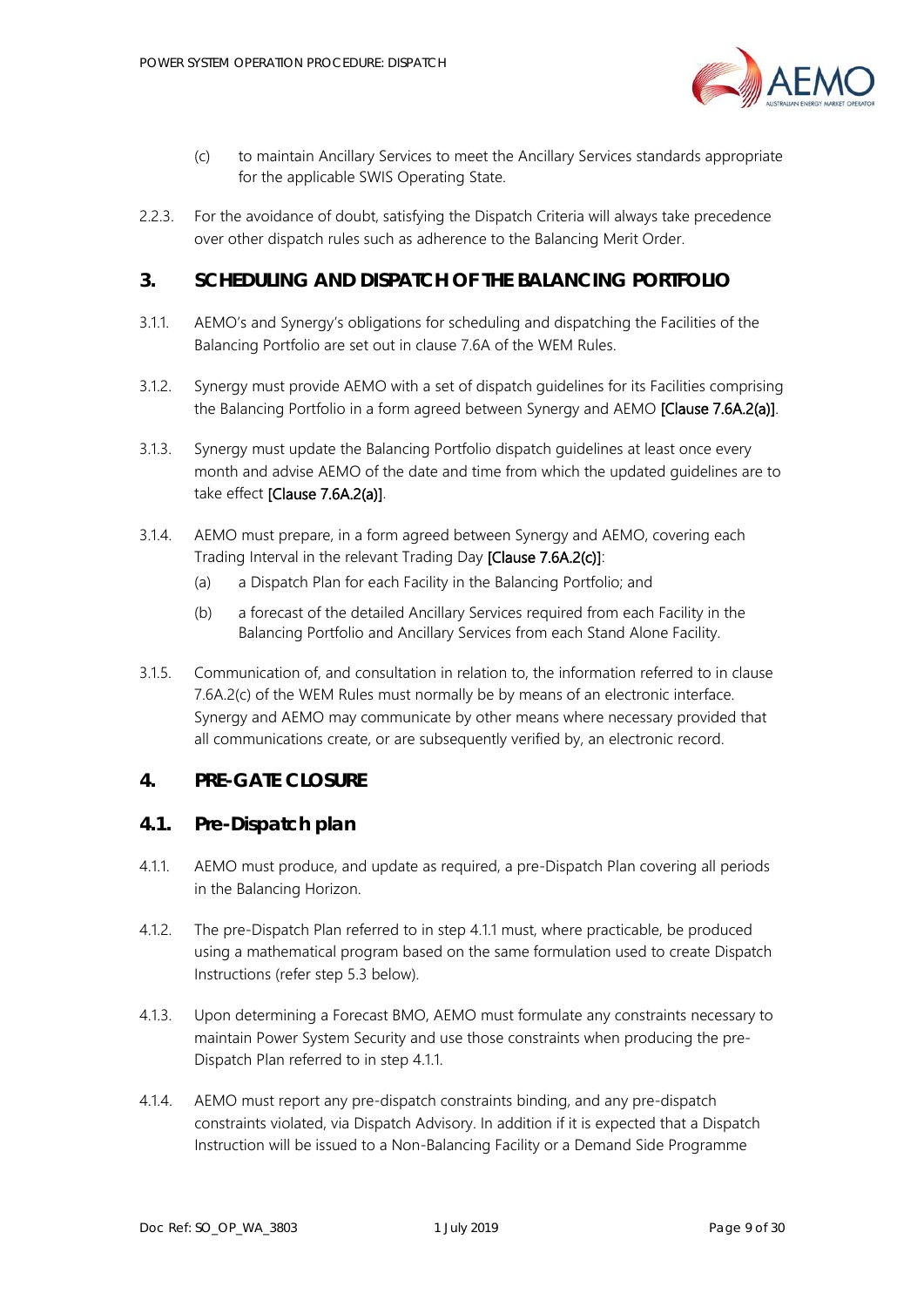(c) to maintain Ancillary Services to meet the Ancillary Services standards appropriate for the applicable SWIS Operating State.

2.2.3. For the avoidance of doubt, satisfying the Dispatch Criteria will always take precedence over other dispatch rules such as adherence to the Balancing Merit Order.

# 3. SCHEDULING AND DISPATCH OF THE BALANCING PORTFOLIO

3.1.1. AEMO's and Synergy's obligations for scheduling and dispatching the Facilities of the Balancing Portfolio are set out in clause 7.6A of the WEM Rules.

3.1.2. Synergy must provide AEMO with a set of dispatch guidelines for its Facilities comprising the Balancing Portfolio in a form agreed between Synergy and AEMO [Clause 7.6A.2(a)].

3.1.3. Synergy must update the Balancing Portfolio dispatch guidelines at least once every month and advise AEMO of the date and time from which the updated guidelines are to take effect [Clause 7.6A.2(a)].

3.1.4. AEMO must prepare, in a form agreed between Synergy and AEMO, covering each Trading Interval in the relevant Trading Day [Clause 7.6A.2(c)]:

(a) a Dispatch Plan for each Facility in the Balancing Portfolio; and

(b) a forecast of the detailed Ancillary Services required from each Facility in the Balancing Portfolio and Ancillary Services from each Stand Alone Facility.

3.1.5. Communication of, and consultation in relation to, the information referred to in clause 7.6A.2(c) of the WEM Rules must normally be by means of an electronic interface. Synergy and AEMO may communicate by other means where necessary provided that all communications create, or are subsequently verified by, an electronic record.

# 4. PRE-GATE CLOSURE

## 4.1. Pre-Dispatch plan

4.1.1. AEMO must produce, and update as required, a pre-Dispatch Plan covering all periods in the Balancing Horizon.

4.1.2. The pre-Dispatch Plan referred to in step 4.1.1 must, where practicable, be produced using a mathematical program based on the same formulation used to create Dispatch Instructions (refer step 5.3 below).

4.1.3. Upon determining a Forecast BMO, AEMO must formulate any constraints necessary to maintain Power System Security and use those constraints when producing the pre-Dispatch Plan referred to in step 4.1.1.

4.1.4. AEMO must report any pre-dispatch constraints binding, and any pre-dispatch constraints violated, via Dispatch Advisory. In addition if it is expected that a Dispatch Instruction will be issued to a Non-Balancing Facility or a Demand Side Programme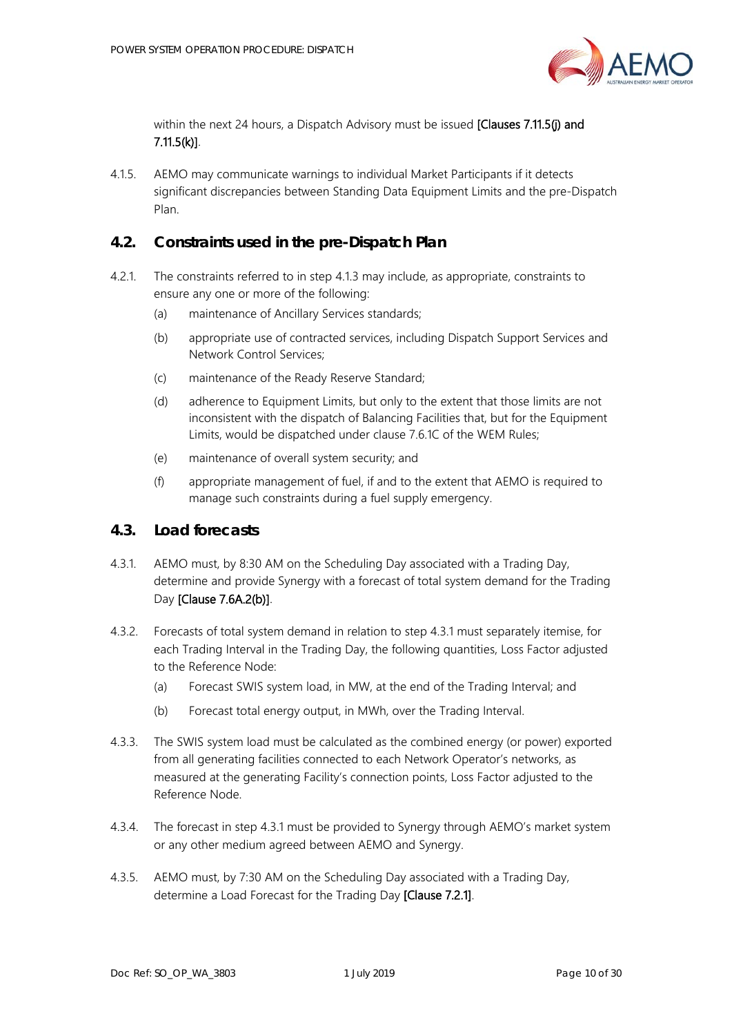within the next 24 hours, a Dispatch Advisory must be issued **[Clauses 7.11.5(j) and 7.11.5(k)]**.

4.1.5. AEMO may communicate warnings to individual Market Participants if it detects significant discrepancies between Standing Data Equipment Limits and the pre-Dispatch Plan.

## 4.2. Constraints used in the pre-Dispatch Plan

4.2.1. The constraints referred to in step 4.1.3 may include, as appropriate, constraints to ensure any one or more of the following:

(a) maintenance of Ancillary Services standards;

(b) appropriate use of contracted services, including Dispatch Support Services and Network Control Services;

(c) maintenance of the Ready Reserve Standard;

(d) adherence to Equipment Limits, but only to the extent that those limits are not inconsistent with the dispatch of Balancing Facilities that, but for the Equipment Limits, would be dispatched under clause 7.6.1C of the WEM Rules;

(e) maintenance of overall system security; and

(f) appropriate management of fuel, if and to the extent that AEMO is required to manage such constraints during a fuel supply emergency.

## 4.3. Load forecasts

4.3.1. AEMO must, by 8:30 AM on the Scheduling Day associated with a Trading Day, determine and provide Synergy with a forecast of total system demand for the Trading Day **[Clause 7.6A.2(b)]**.

4.3.2. Forecasts of total system demand in relation to step 4.3.1 must separately itemise, for each Trading Interval in the Trading Day, the following quantities, Loss Factor adjusted to the Reference Node:

(a) Forecast SWIS system load, in MW, at the end of the Trading Interval; and

(b) Forecast total energy output, in MWh, over the Trading Interval.

4.3.3. The SWIS system load must be calculated as the combined energy (or power) exported from all generating facilities connected to each Network Operator's networks, as measured at the generating Facility's connection points, Loss Factor adjusted to the Reference Node.

4.3.4. The forecast in step 4.3.1 must be provided to Synergy through AEMO's market system or any other medium agreed between AEMO and Synergy.

4.3.5. AEMO must, by 7:30 AM on the Scheduling Day associated with a Trading Day, determine a Load Forecast for the Trading Day **[Clause 7.2.1]**.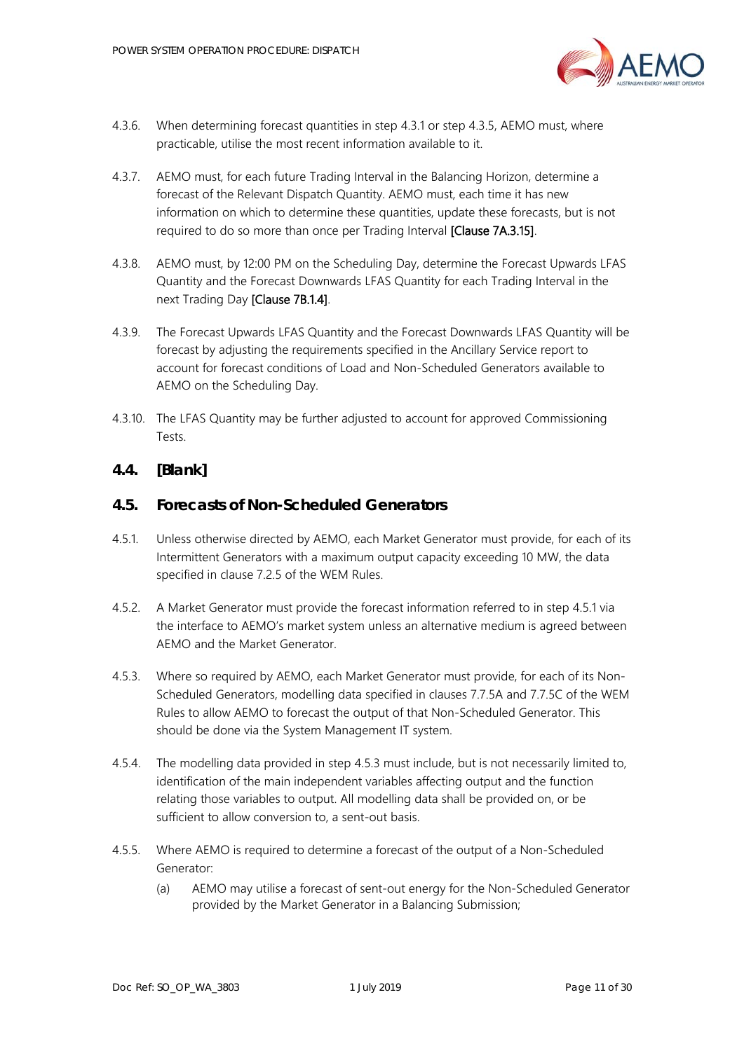4.3.6. When determining forecast quantities in step 4.3.1 or step 4.3.5, AEMO must, where practicable, utilise the most recent information available to it.

4.3.7. AEMO must, for each future Trading Interval in the Balancing Horizon, determine a forecast of the Relevant Dispatch Quantity. AEMO must, each time it has new information on which to determine these quantities, update these forecasts, but is not required to do so more than once per Trading Interval [Clause 7A.3.15].

4.3.8. AEMO must, by 12:00 PM on the Scheduling Day, determine the Forecast Upwards LFAS Quantity and the Forecast Downwards LFAS Quantity for each Trading Interval in the next Trading Day [Clause 7B.1.4].

4.3.9. The Forecast Upwards LFAS Quantity and the Forecast Downwards LFAS Quantity will be forecast by adjusting the requirements specified in the Ancillary Service report to account for forecast conditions of Load and Non-Scheduled Generators available to AEMO on the Scheduling Day.

4.3.10. The LFAS Quantity may be further adjusted to account for approved Commissioning Tests.

## 4.4. [Blank]

## 4.5. Forecasts of Non-Scheduled Generators

4.5.1. Unless otherwise directed by AEMO, each Market Generator must provide, for each of its Intermittent Generators with a maximum output capacity exceeding 10 MW, the data specified in clause 7.2.5 of the WEM Rules.

4.5.2. A Market Generator must provide the forecast information referred to in step 4.5.1 via the interface to AEMO's market system unless an alternative medium is agreed between AEMO and the Market Generator.

4.5.3. Where so required by AEMO, each Market Generator must provide, for each of its Non-Scheduled Generators, modelling data specified in clauses 7.7.5A and 7.7.5C of the WEM Rules to allow AEMO to forecast the output of that Non-Scheduled Generator. This should be done via the System Management IT system.

4.5.4. The modelling data provided in step 4.5.3 must include, but is not necessarily limited to, identification of the main independent variables affecting output and the function relating those variables to output. All modelling data shall be provided on, or be sufficient to allow conversion to, a sent-out basis.

4.5.5. Where AEMO is required to determine a forecast of the output of a Non-Scheduled Generator:

(a) AEMO may utilise a forecast of sent-out energy for the Non-Scheduled Generator provided by the Market Generator in a Balancing Submission;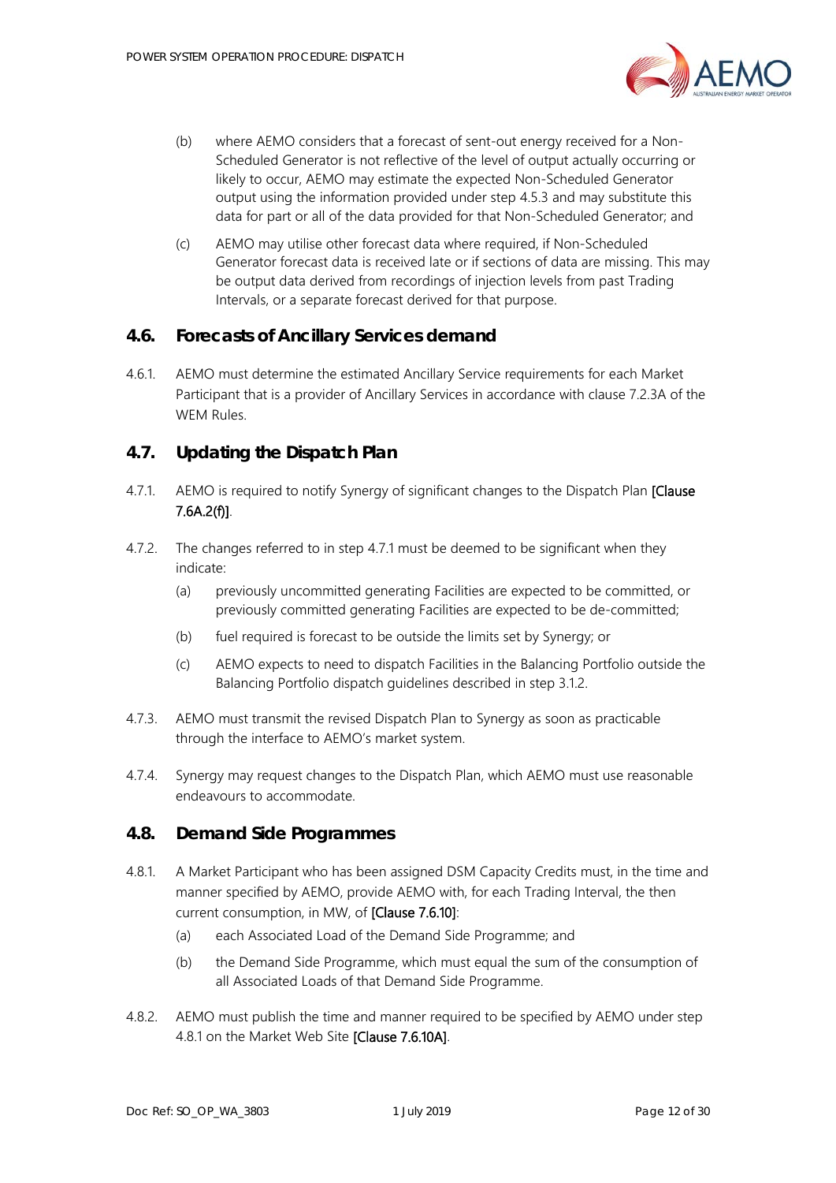(b) where AEMO considers that a forecast of sent-out energy received for a Non-Scheduled Generator is not reflective of the level of output actually occurring or likely to occur, AEMO may estimate the expected Non-Scheduled Generator output using the information provided under step 4.5.3 and may substitute this data for part or all of the data provided for that Non-Scheduled Generator; and

(c) AEMO may utilise other forecast data where required, if Non-Scheduled Generator forecast data is received late or if sections of data are missing. This may be output data derived from recordings of injection levels from past Trading Intervals, or a separate forecast derived for that purpose.

## 4.6. Forecasts of Ancillary Services demand

4.6.1. AEMO must determine the estimated Ancillary Service requirements for each Market Participant that is a provider of Ancillary Services in accordance with clause 7.2.3A of the WEM Rules.

## 4.7. Updating the Dispatch Plan

4.7.1. AEMO is required to notify Synergy of significant changes to the Dispatch Plan [Clause 7.6A.2(f)].

4.7.2. The changes referred to in step 4.7.1 must be deemed to be significant when they indicate:

(a) previously uncommitted generating Facilities are expected to be committed, or previously committed generating Facilities are expected to be de-committed;

(b) fuel required is forecast to be outside the limits set by Synergy; or

(c) AEMO expects to need to dispatch Facilities in the Balancing Portfolio outside the Balancing Portfolio dispatch guidelines described in step 3.1.2.

4.7.3. AEMO must transmit the revised Dispatch Plan to Synergy as soon as practicable through the interface to AEMO's market system.

4.7.4. Synergy may request changes to the Dispatch Plan, which AEMO must use reasonable endeavours to accommodate.

## 4.8. Demand Side Programmes

4.8.1. A Market Participant who has been assigned DSM Capacity Credits must, in the time and manner specified by AEMO, provide AEMO with, for each Trading Interval, the then current consumption, in MW, of [Clause 7.6.10]:

(a) each Associated Load of the Demand Side Programme; and

(b) the Demand Side Programme, which must equal the sum of the consumption of all Associated Loads of that Demand Side Programme.

4.8.2. AEMO must publish the time and manner required to be specified by AEMO under step 4.8.1 on the Market Web Site [Clause 7.6.10A].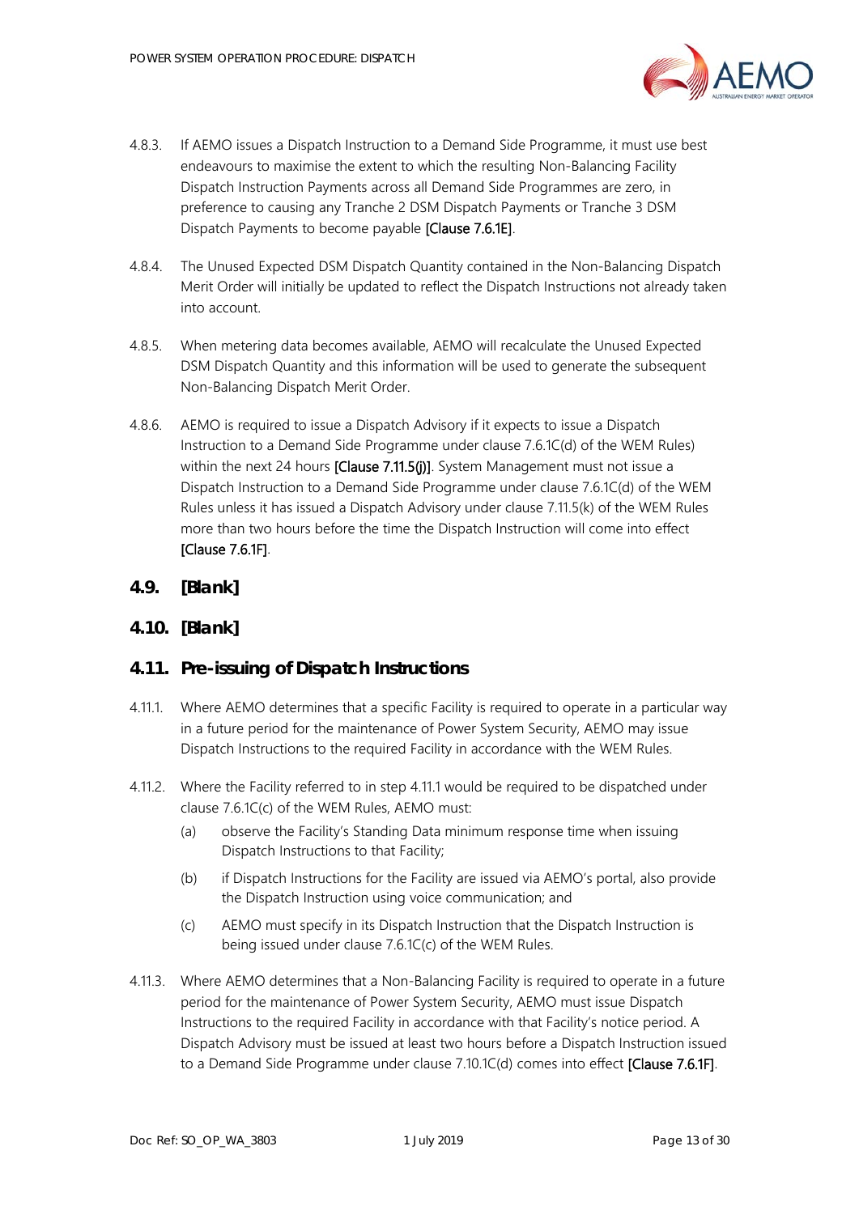4.8.3. If AEMO issues a Dispatch Instruction to a Demand Side Programme, it must use best endeavours to maximise the extent to which the resulting Non-Balancing Facility Dispatch Instruction Payments across all Demand Side Programmes are zero, in preference to causing any Tranche 2 DSM Dispatch Payments or Tranche 3 DSM Dispatch Payments to become payable [Clause 7.6.1E].

4.8.4. The Unused Expected DSM Dispatch Quantity contained in the Non-Balancing Dispatch Merit Order will initially be updated to reflect the Dispatch Instructions not already taken into account.

4.8.5. When metering data becomes available, AEMO will recalculate the Unused Expected DSM Dispatch Quantity and this information will be used to generate the subsequent Non-Balancing Dispatch Merit Order.

4.8.6. AEMO is required to issue a Dispatch Advisory if it expects to issue a Dispatch Instruction to a Demand Side Programme under clause 7.6.1C(d) of the WEM Rules) within the next 24 hours [Clause 7.11.5(j)]. System Management must not issue a Dispatch Instruction to a Demand Side Programme under clause 7.6.1C(d) of the WEM Rules unless it has issued a Dispatch Advisory under clause 7.11.5(k) of the WEM Rules more than two hours before the time the Dispatch Instruction will come into effect [Clause 7.6.1F].

## 4.9. [Blank]

## 4.10. [Blank]

## 4.11. Pre-issuing of Dispatch Instructions

4.11.1. Where AEMO determines that a specific Facility is required to operate in a particular way in a future period for the maintenance of Power System Security, AEMO may issue Dispatch Instructions to the required Facility in accordance with the WEM Rules.

4.11.2. Where the Facility referred to in step 4.11.1 would be required to be dispatched under clause 7.6.1C(c) of the WEM Rules, AEMO must:

(a) observe the Facility's Standing Data minimum response time when issuing Dispatch Instructions to that Facility;

(b) if Dispatch Instructions for the Facility are issued via AEMO's portal, also provide the Dispatch Instruction using voice communication; and

(c) AEMO must specify in its Dispatch Instruction that the Dispatch Instruction is being issued under clause 7.6.1C(c) of the WEM Rules.

4.11.3. Where AEMO determines that a Non-Balancing Facility is required to operate in a future period for the maintenance of Power System Security, AEMO must issue Dispatch Instructions to the required Facility in accordance with that Facility's notice period. A Dispatch Advisory must be issued at least two hours before a Dispatch Instruction issued to a Demand Side Programme under clause 7.10.1C(d) comes into effect [Clause 7.6.1F].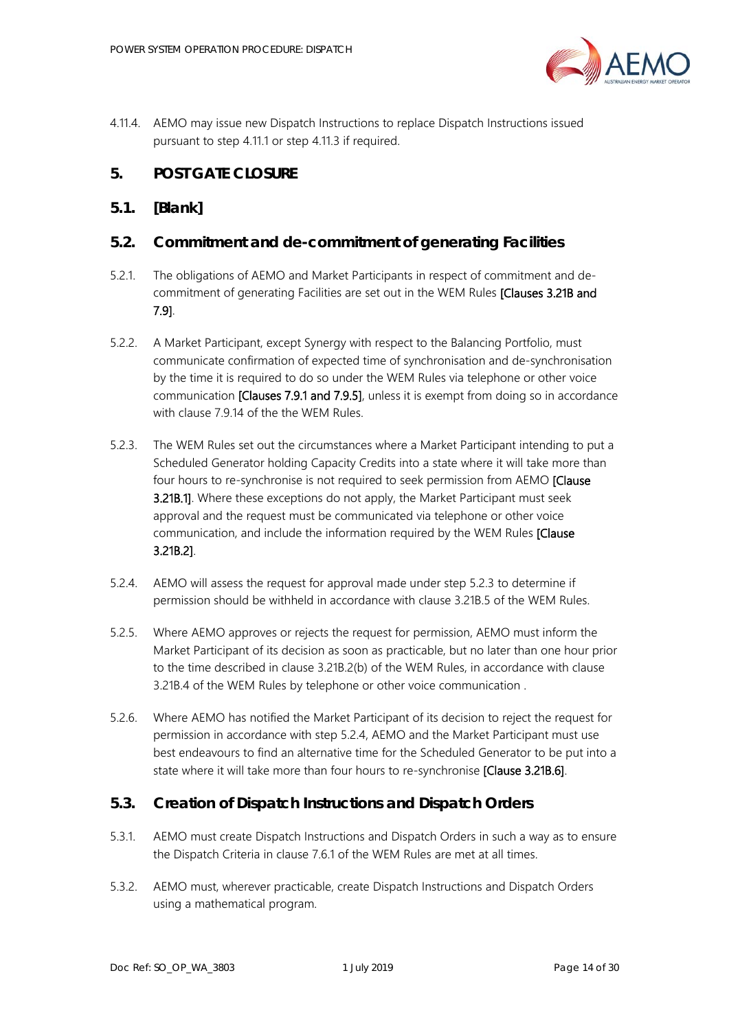4.11.4. AEMO may issue new Dispatch Instructions to replace Dispatch Instructions issued pursuant to step 4.11.1 or step 4.11.3 if required.

# 5. POST GATE CLOSURE

## 5.1. [Blank]

## 5.2. Commitment and de-commitment of generating Facilities

5.2.1. The obligations of AEMO and Market Participants in respect of commitment and de-commitment of generating Facilities are set out in the WEM Rules [Clauses 3.21B and 7.9].

5.2.2. A Market Participant, except Synergy with respect to the Balancing Portfolio, must communicate confirmation of expected time of synchronisation and de-synchronisation by the time it is required to do so under the WEM Rules via telephone or other voice communication [Clauses 7.9.1 and 7.9.5], unless it is exempt from doing so in accordance with clause 7.9.14 of the the WEM Rules.

5.2.3. The WEM Rules set out the circumstances where a Market Participant intending to put a Scheduled Generator holding Capacity Credits into a state where it will take more than four hours to re-synchronise is not required to seek permission from AEMO [Clause 3.21B.1]. Where these exceptions do not apply, the Market Participant must seek approval and the request must be communicated via telephone or other voice communication, and include the information required by the WEM Rules [Clause 3.21B.2].

5.2.4. AEMO will assess the request for approval made under step 5.2.3 to determine if permission should be withheld in accordance with clause 3.21B.5 of the WEM Rules.

5.2.5. Where AEMO approves or rejects the request for permission, AEMO must inform the Market Participant of its decision as soon as practicable, but no later than one hour prior to the time described in clause 3.21B.2(b) of the WEM Rules, in accordance with clause 3.21B.4 of the WEM Rules by telephone or other voice communication .

5.2.6. Where AEMO has notified the Market Participant of its decision to reject the request for permission in accordance with step 5.2.4, AEMO and the Market Participant must use best endeavours to find an alternative time for the Scheduled Generator to be put into a state where it will take more than four hours to re-synchronise [Clause 3.21B.6].

## 5.3. Creation of Dispatch Instructions and Dispatch Orders

5.3.1. AEMO must create Dispatch Instructions and Dispatch Orders in such a way as to ensure the Dispatch Criteria in clause 7.6.1 of the WEM Rules are met at all times.

5.3.2. AEMO must, wherever practicable, create Dispatch Instructions and Dispatch Orders using a mathematical program.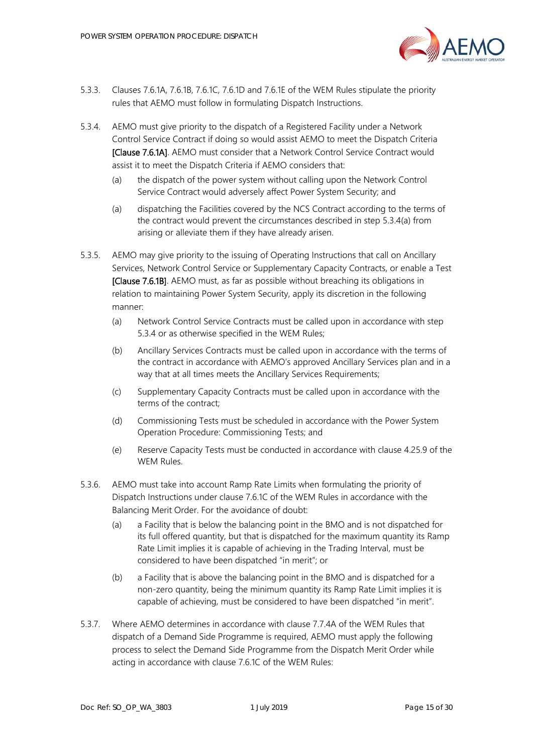5.3.3. Clauses 7.6.1A, 7.6.1B, 7.6.1C, 7.6.1D and 7.6.1E of the WEM Rules stipulate the priority rules that AEMO must follow in formulating Dispatch Instructions.

5.3.4. AEMO must give priority to the dispatch of a Registered Facility under a Network Control Service Contract if doing so would assist AEMO to meet the Dispatch Criteria **[Clause 7.6.1A]**. AEMO must consider that a Network Control Service Contract would assist it to meet the Dispatch Criteria if AEMO considers that:

(a) the dispatch of the power system without calling upon the Network Control Service Contract would adversely affect Power System Security; and

(a) dispatching the Facilities covered by the NCS Contract according to the terms of the contract would prevent the circumstances described in step 5.3.4(a) from arising or alleviate them if they have already arisen.

5.3.5. AEMO may give priority to the issuing of Operating Instructions that call on Ancillary Services, Network Control Service or Supplementary Capacity Contracts, or enable a Test **[Clause 7.6.1B]**. AEMO must, as far as possible without breaching its obligations in relation to maintaining Power System Security, apply its discretion in the following manner:

(a) Network Control Service Contracts must be called upon in accordance with step 5.3.4 or as otherwise specified in the WEM Rules;

(b) Ancillary Services Contracts must be called upon in accordance with the terms of the contract in accordance with AEMO's approved Ancillary Services plan and in a way that at all times meets the Ancillary Services Requirements;

(c) Supplementary Capacity Contracts must be called upon in accordance with the terms of the contract;

(d) Commissioning Tests must be scheduled in accordance with the Power System Operation Procedure: Commissioning Tests; and

(e) Reserve Capacity Tests must be conducted in accordance with clause 4.25.9 of the WEM Rules.

5.3.6. AEMO must take into account Ramp Rate Limits when formulating the priority of Dispatch Instructions under clause 7.6.1C of the WEM Rules in accordance with the Balancing Merit Order. For the avoidance of doubt:

(a) a Facility that is below the balancing point in the BMO and is not dispatched for its full offered quantity, but that is dispatched for the maximum quantity its Ramp Rate Limit implies it is capable of achieving in the Trading Interval, must be considered to have been dispatched "in merit"; or

(b) a Facility that is above the balancing point in the BMO and is dispatched for a non-zero quantity, being the minimum quantity its Ramp Rate Limit implies it is capable of achieving, must be considered to have been dispatched "in merit".

5.3.7. Where AEMO determines in accordance with clause 7.7.4A of the WEM Rules that dispatch of a Demand Side Programme is required, AEMO must apply the following process to select the Demand Side Programme from the Dispatch Merit Order while acting in accordance with clause 7.6.1C of the WEM Rules: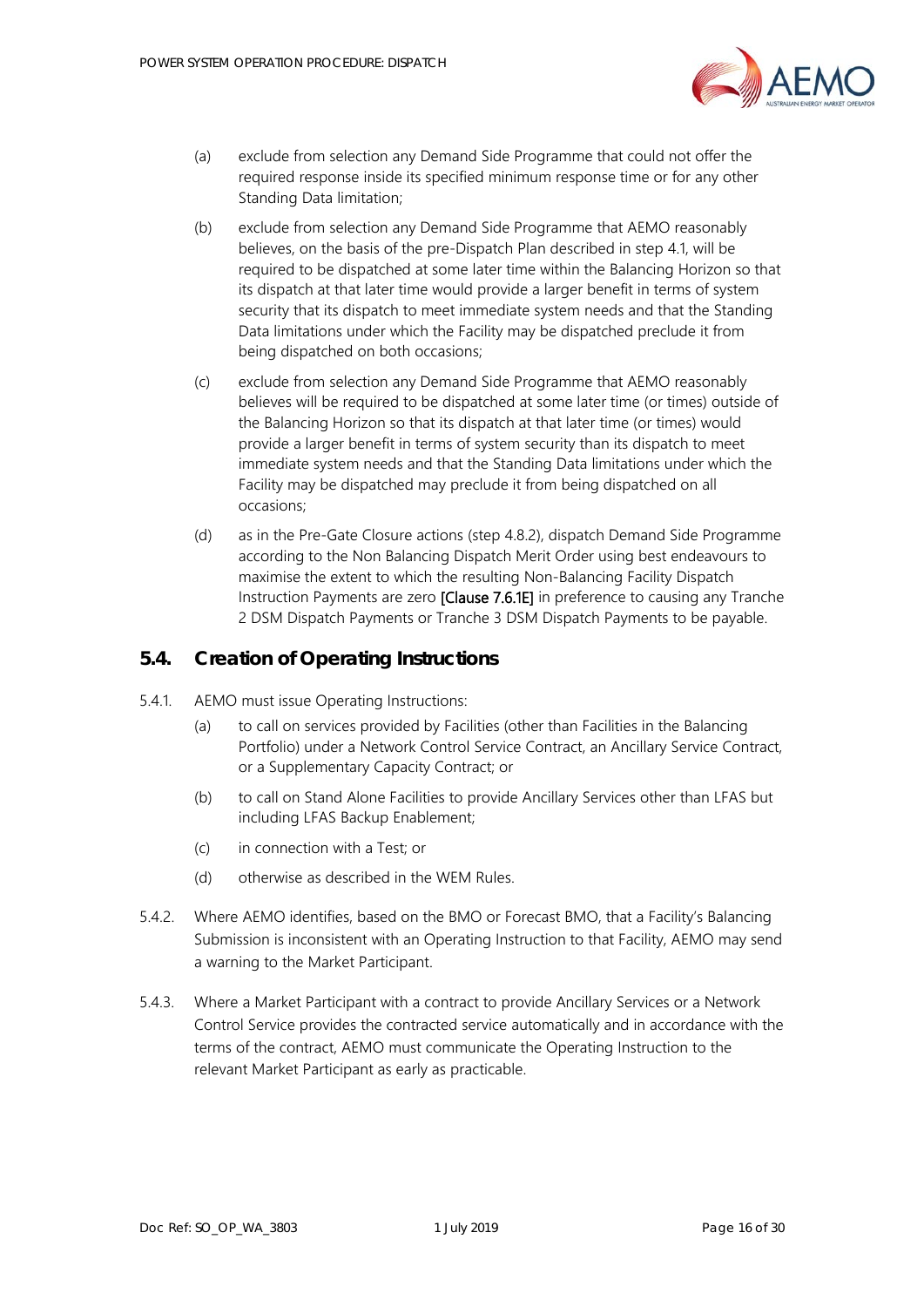(a) exclude from selection any Demand Side Programme that could not offer the required response inside its specified minimum response time or for any other Standing Data limitation;

(b) exclude from selection any Demand Side Programme that AEMO reasonably believes, on the basis of the pre-Dispatch Plan described in step 4.1, will be required to be dispatched at some later time within the Balancing Horizon so that its dispatch at that later time would provide a larger benefit in terms of system security that its dispatch to meet immediate system needs and that the Standing Data limitations under which the Facility may be dispatched preclude it from being dispatched on both occasions;

(c) exclude from selection any Demand Side Programme that AEMO reasonably believes will be required to be dispatched at some later time (or times) outside of the Balancing Horizon so that its dispatch at that later time (or times) would provide a larger benefit in terms of system security than its dispatch to meet immediate system needs and that the Standing Data limitations under which the Facility may be dispatched may preclude it from being dispatched on all occasions;

(d) as in the Pre-Gate Closure actions (step 4.8.2), dispatch Demand Side Programme according to the Non Balancing Dispatch Merit Order using best endeavours to maximise the extent to which the resulting Non-Balancing Facility Dispatch Instruction Payments are zero [Clause 7.6.1E] in preference to causing any Tranche 2 DSM Dispatch Payments or Tranche 3 DSM Dispatch Payments to be payable.

## 5.4. Creation of Operating Instructions

5.4.1. AEMO must issue Operating Instructions:

(a) to call on services provided by Facilities (other than Facilities in the Balancing Portfolio) under a Network Control Service Contract, an Ancillary Service Contract, or a Supplementary Capacity Contract; or

(b) to call on Stand Alone Facilities to provide Ancillary Services other than LFAS but including LFAS Backup Enablement;

(c) in connection with a Test; or

(d) otherwise as described in the WEM Rules.

5.4.2. Where AEMO identifies, based on the BMO or Forecast BMO, that a Facility's Balancing Submission is inconsistent with an Operating Instruction to that Facility, AEMO may send a warning to the Market Participant.

5.4.3. Where a Market Participant with a contract to provide Ancillary Services or a Network Control Service provides the contracted service automatically and in accordance with the terms of the contract, AEMO must communicate the Operating Instruction to the relevant Market Participant as early as practicable.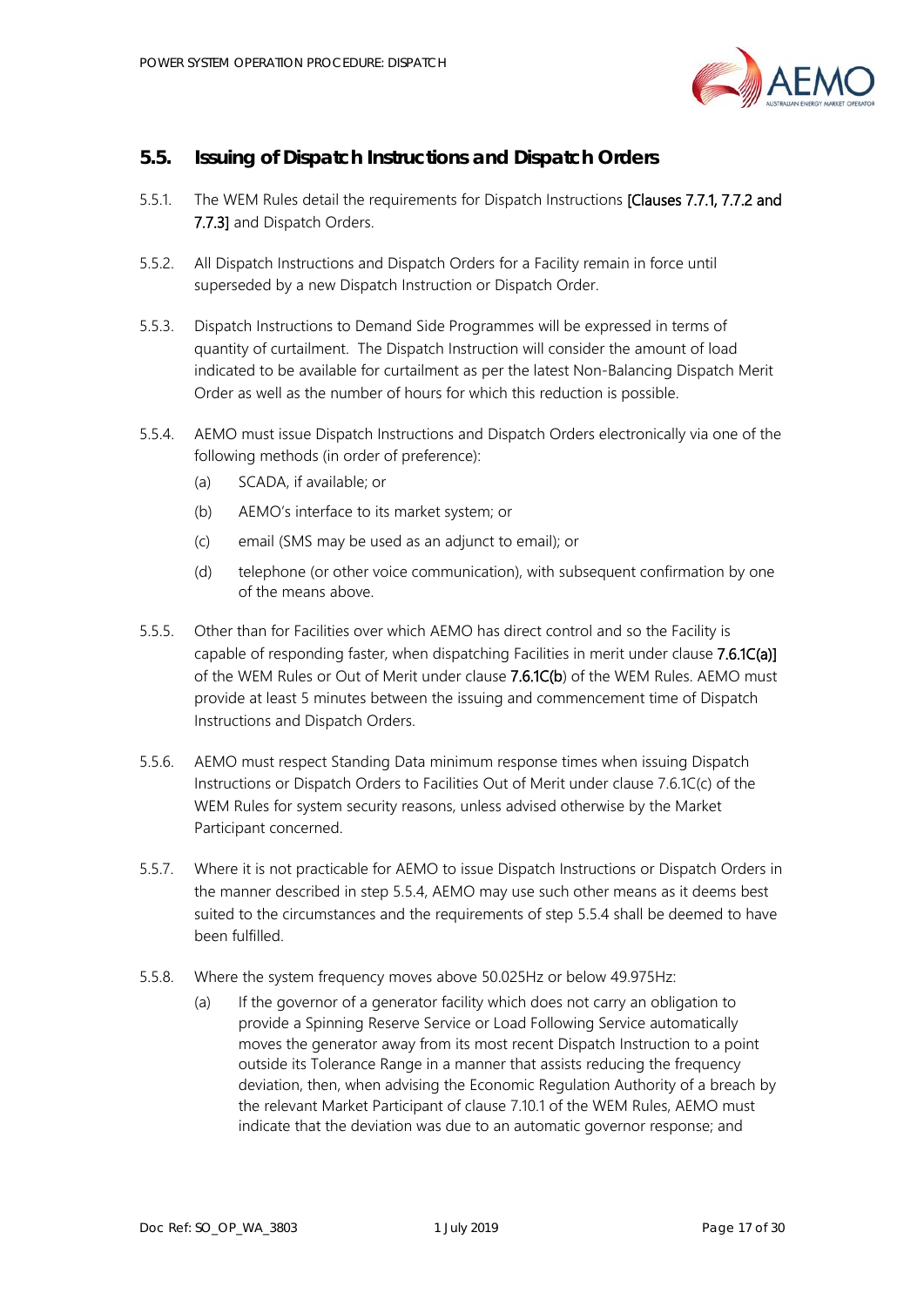## 5.5. Issuing of Dispatch Instructions and Dispatch Orders

5.5.1. The WEM Rules detail the requirements for Dispatch Instructions [Clauses 7.7.1, 7.7.2 and 7.7.3] and Dispatch Orders.

5.5.2. All Dispatch Instructions and Dispatch Orders for a Facility remain in force until superseded by a new Dispatch Instruction or Dispatch Order.

5.5.3. Dispatch Instructions to Demand Side Programmes will be expressed in terms of quantity of curtailment. The Dispatch Instruction will consider the amount of load indicated to be available for curtailment as per the latest Non-Balancing Dispatch Merit Order as well as the number of hours for which this reduction is possible.

5.5.4. AEMO must issue Dispatch Instructions and Dispatch Orders electronically via one of the following methods (in order of preference):

(a) SCADA, if available; or

(b) AEMO's interface to its market system; or

(c) email (SMS may be used as an adjunct to email); or

(d) telephone (or other voice communication), with subsequent confirmation by one of the means above.

5.5.5. Other than for Facilities over which AEMO has direct control and so the Facility is capable of responding faster, when dispatching Facilities in merit under clause 7.6.1C(a)] of the WEM Rules or Out of Merit under clause 7.6.1C(b) of the WEM Rules. AEMO must provide at least 5 minutes between the issuing and commencement time of Dispatch Instructions and Dispatch Orders.

5.5.6. AEMO must respect Standing Data minimum response times when issuing Dispatch Instructions or Dispatch Orders to Facilities Out of Merit under clause 7.6.1C(c) of the WEM Rules for system security reasons, unless advised otherwise by the Market Participant concerned.

5.5.7. Where it is not practicable for AEMO to issue Dispatch Instructions or Dispatch Orders in the manner described in step 5.5.4, AEMO may use such other means as it deems best suited to the circumstances and the requirements of step 5.5.4 shall be deemed to have been fulfilled.

5.5.8. Where the system frequency moves above 50.025Hz or below 49.975Hz:

(a) If the governor of a generator facility which does not carry an obligation to provide a Spinning Reserve Service or Load Following Service automatically moves the generator away from its most recent Dispatch Instruction to a point outside its Tolerance Range in a manner that assists reducing the frequency deviation, then, when advising the Economic Regulation Authority of a breach by the relevant Market Participant of clause 7.10.1 of the WEM Rules, AEMO must indicate that the deviation was due to an automatic governor response; and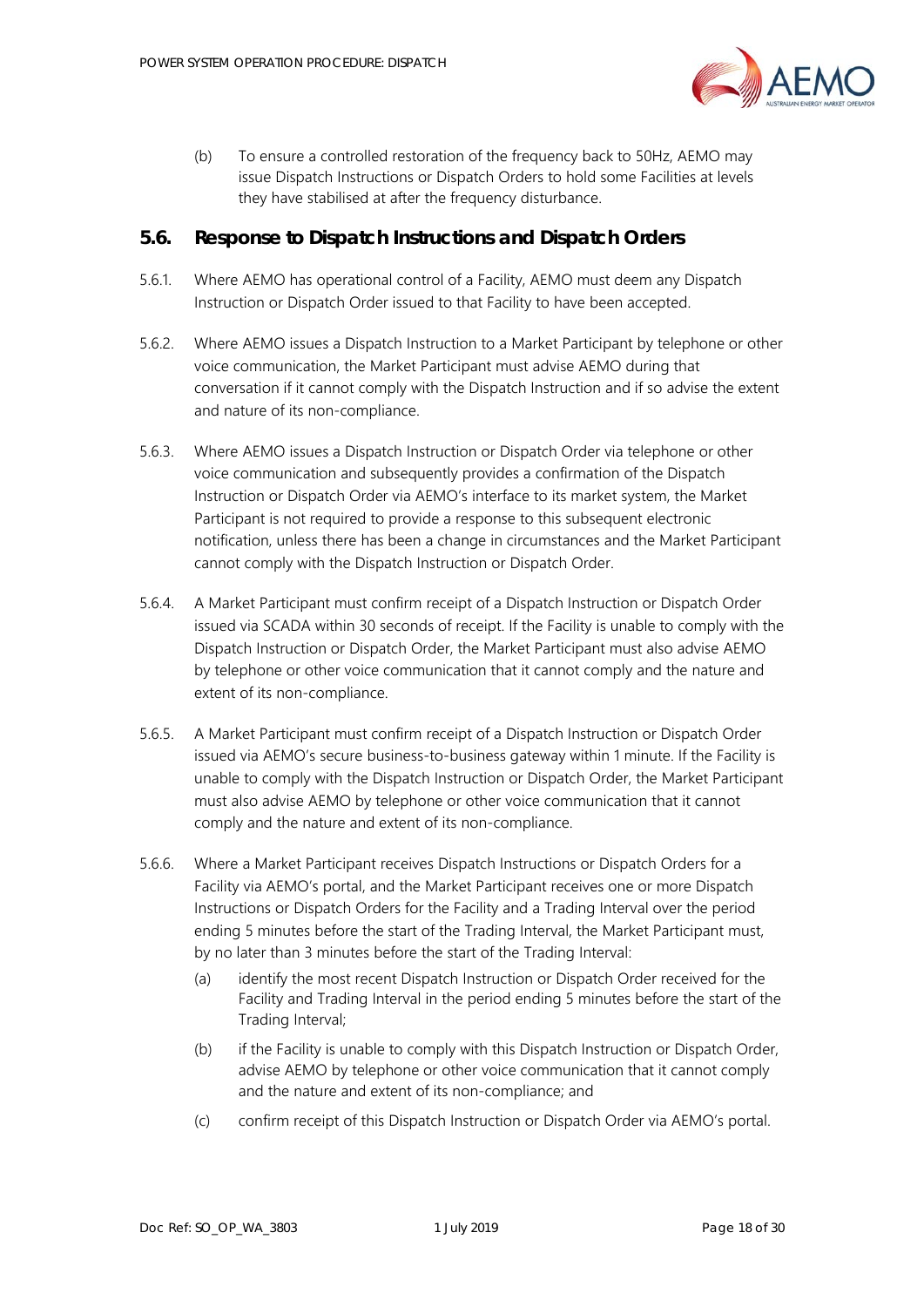(b) To ensure a controlled restoration of the frequency back to 50Hz, AEMO may issue Dispatch Instructions or Dispatch Orders to hold some Facilities at levels they have stabilised at after the frequency disturbance.

## 5.6. Response to Dispatch Instructions and Dispatch Orders

5.6.1. Where AEMO has operational control of a Facility, AEMO must deem any Dispatch Instruction or Dispatch Order issued to that Facility to have been accepted.

5.6.2. Where AEMO issues a Dispatch Instruction to a Market Participant by telephone or other voice communication, the Market Participant must advise AEMO during that conversation if it cannot comply with the Dispatch Instruction and if so advise the extent and nature of its non-compliance.

5.6.3. Where AEMO issues a Dispatch Instruction or Dispatch Order via telephone or other voice communication and subsequently provides a confirmation of the Dispatch Instruction or Dispatch Order via AEMO's interface to its market system, the Market Participant is not required to provide a response to this subsequent electronic notification, unless there has been a change in circumstances and the Market Participant cannot comply with the Dispatch Instruction or Dispatch Order.

5.6.4. A Market Participant must confirm receipt of a Dispatch Instruction or Dispatch Order issued via SCADA within 30 seconds of receipt. If the Facility is unable to comply with the Dispatch Instruction or Dispatch Order, the Market Participant must also advise AEMO by telephone or other voice communication that it cannot comply and the nature and extent of its non-compliance.

5.6.5. A Market Participant must confirm receipt of a Dispatch Instruction or Dispatch Order issued via AEMO's secure business-to-business gateway within 1 minute. If the Facility is unable to comply with the Dispatch Instruction or Dispatch Order, the Market Participant must also advise AEMO by telephone or other voice communication that it cannot comply and the nature and extent of its non-compliance.

5.6.6. Where a Market Participant receives Dispatch Instructions or Dispatch Orders for a Facility via AEMO's portal, and the Market Participant receives one or more Dispatch Instructions or Dispatch Orders for the Facility and a Trading Interval over the period ending 5 minutes before the start of the Trading Interval, the Market Participant must, by no later than 3 minutes before the start of the Trading Interval:

(a) identify the most recent Dispatch Instruction or Dispatch Order received for the Facility and Trading Interval in the period ending 5 minutes before the start of the Trading Interval;

(b) if the Facility is unable to comply with this Dispatch Instruction or Dispatch Order, advise AEMO by telephone or other voice communication that it cannot comply and the nature and extent of its non-compliance; and

(c) confirm receipt of this Dispatch Instruction or Dispatch Order via AEMO's portal.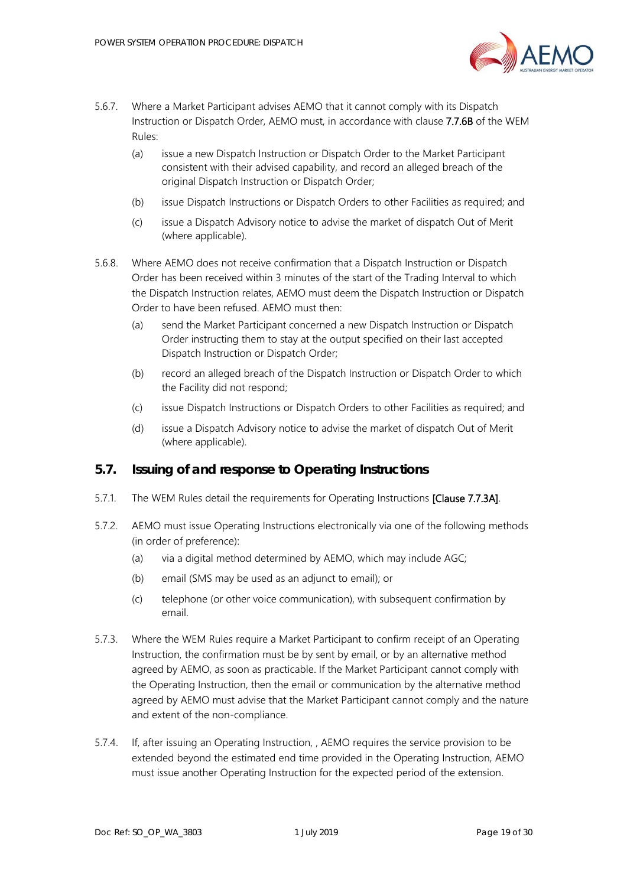5.6.7. Where a Market Participant advises AEMO that it cannot comply with its Dispatch Instruction or Dispatch Order, AEMO must, in accordance with clause 7.7.6B of the WEM Rules:

(a) issue a new Dispatch Instruction or Dispatch Order to the Market Participant consistent with their advised capability, and record an alleged breach of the original Dispatch Instruction or Dispatch Order;

(b) issue Dispatch Instructions or Dispatch Orders to other Facilities as required; and

(c) issue a Dispatch Advisory notice to advise the market of dispatch Out of Merit (where applicable).

5.6.8. Where AEMO does not receive confirmation that a Dispatch Instruction or Dispatch Order has been received within 3 minutes of the start of the Trading Interval to which the Dispatch Instruction relates, AEMO must deem the Dispatch Instruction or Dispatch Order to have been refused. AEMO must then:

(a) send the Market Participant concerned a new Dispatch Instruction or Dispatch Order instructing them to stay at the output specified on their last accepted Dispatch Instruction or Dispatch Order;

(b) record an alleged breach of the Dispatch Instruction or Dispatch Order to which the Facility did not respond;

(c) issue Dispatch Instructions or Dispatch Orders to other Facilities as required; and

(d) issue a Dispatch Advisory notice to advise the market of dispatch Out of Merit (where applicable).

## 5.7. Issuing of and response to Operating Instructions

5.7.1. The WEM Rules detail the requirements for Operating Instructions [Clause 7.7.3A].

5.7.2. AEMO must issue Operating Instructions electronically via one of the following methods (in order of preference):

(a) via a digital method determined by AEMO, which may include AGC;

(b) email (SMS may be used as an adjunct to email); or

(c) telephone (or other voice communication), with subsequent confirmation by email.

5.7.3. Where the WEM Rules require a Market Participant to confirm receipt of an Operating Instruction, the confirmation must be by sent by email, or by an alternative method agreed by AEMO, as soon as practicable. If the Market Participant cannot comply with the Operating Instruction, then the email or communication by the alternative method agreed by AEMO must advise that the Market Participant cannot comply and the nature and extent of the non-compliance.

5.7.4. If, after issuing an Operating Instruction, , AEMO requires the service provision to be extended beyond the estimated end time provided in the Operating Instruction, AEMO must issue another Operating Instruction for the expected period of the extension.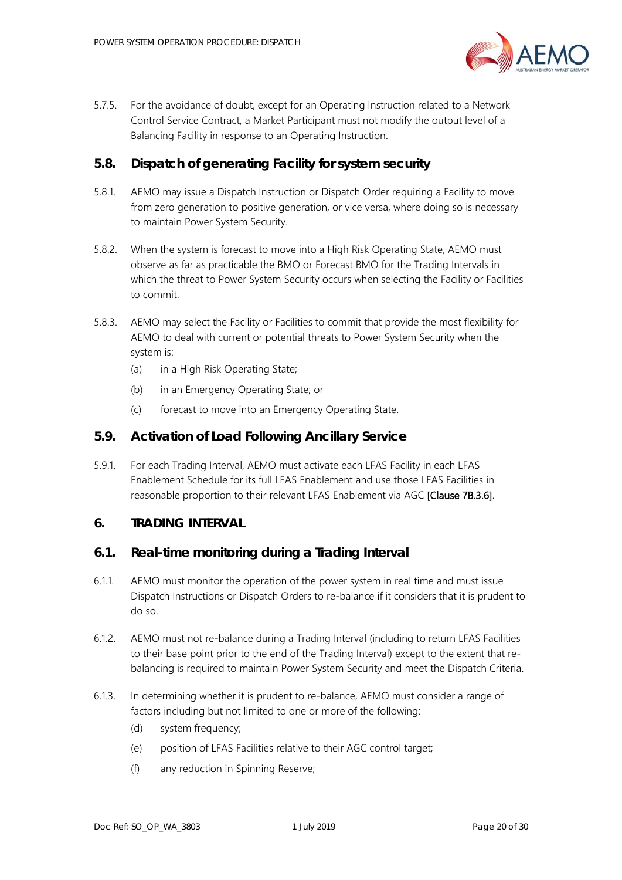5.7.5. For the avoidance of doubt, except for an Operating Instruction related to a Network Control Service Contract, a Market Participant must not modify the output level of a Balancing Facility in response to an Operating Instruction.

## 5.8. Dispatch of generating Facility for system security

5.8.1. AEMO may issue a Dispatch Instruction or Dispatch Order requiring a Facility to move from zero generation to positive generation, or vice versa, where doing so is necessary to maintain Power System Security.

5.8.2. When the system is forecast to move into a High Risk Operating State, AEMO must observe as far as practicable the BMO or Forecast BMO for the Trading Intervals in which the threat to Power System Security occurs when selecting the Facility or Facilities to commit.

5.8.3. AEMO may select the Facility or Facilities to commit that provide the most flexibility for AEMO to deal with current or potential threats to Power System Security when the system is:

(a) in a High Risk Operating State;

(b) in an Emergency Operating State; or

(c) forecast to move into an Emergency Operating State.

## 5.9. Activation of Load Following Ancillary Service

5.9.1. For each Trading Interval, AEMO must activate each LFAS Facility in each LFAS Enablement Schedule for its full LFAS Enablement and use those LFAS Facilities in reasonable proportion to their relevant LFAS Enablement via AGC [Clause 7B.3.6].

# 6. TRADING INTERVAL

## 6.1. Real-time monitoring during a Trading Interval

6.1.1. AEMO must monitor the operation of the power system in real time and must issue Dispatch Instructions or Dispatch Orders to re-balance if it considers that it is prudent to do so.

6.1.2. AEMO must not re-balance during a Trading Interval (including to return LFAS Facilities to their base point prior to the end of the Trading Interval) except to the extent that re-balancing is required to maintain Power System Security and meet the Dispatch Criteria.

6.1.3. In determining whether it is prudent to re-balance, AEMO must consider a range of factors including but not limited to one or more of the following:

(d) system frequency;

(e) position of LFAS Facilities relative to their AGC control target;

(f) any reduction in Spinning Reserve;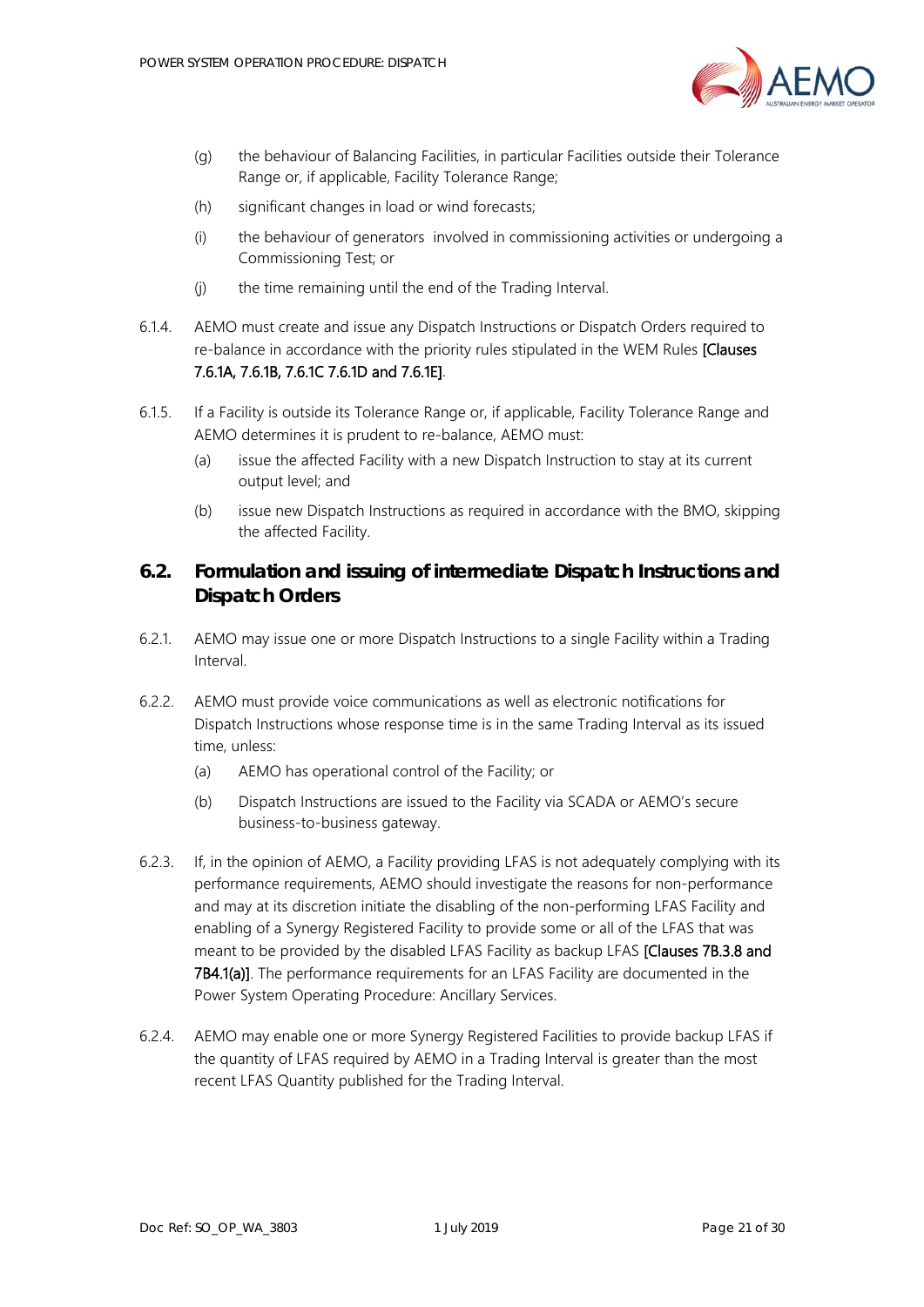(g) the behaviour of Balancing Facilities, in particular Facilities outside their Tolerance Range or, if applicable, Facility Tolerance Range;

(h) significant changes in load or wind forecasts;

(i) the behaviour of generators involved in commissioning activities or undergoing a Commissioning Test; or

(j) the time remaining until the end of the Trading Interval.

6.1.4. AEMO must create and issue any Dispatch Instructions or Dispatch Orders required to re-balance in accordance with the priority rules stipulated in the WEM Rules [Clauses 7.6.1A, 7.6.1B, 7.6.1C 7.6.1D and 7.6.1E].

6.1.5. If a Facility is outside its Tolerance Range or, if applicable, Facility Tolerance Range and AEMO determines it is prudent to re-balance, AEMO must:

(a) issue the affected Facility with a new Dispatch Instruction to stay at its current output level; and

(b) issue new Dispatch Instructions as required in accordance with the BMO, skipping the affected Facility.

## 6.2. Formulation and issuing of intermediate Dispatch Instructions and Dispatch Orders

6.2.1. AEMO may issue one or more Dispatch Instructions to a single Facility within a Trading Interval.

6.2.2. AEMO must provide voice communications as well as electronic notifications for Dispatch Instructions whose response time is in the same Trading Interval as its issued time, unless:

(a) AEMO has operational control of the Facility; or

(b) Dispatch Instructions are issued to the Facility via SCADA or AEMO's secure business-to-business gateway.

6.2.3. If, in the opinion of AEMO, a Facility providing LFAS is not adequately complying with its performance requirements, AEMO should investigate the reasons for non-performance and may at its discretion initiate the disabling of the non-performing LFAS Facility and enabling of a Synergy Registered Facility to provide some or all of the LFAS that was meant to be provided by the disabled LFAS Facility as backup LFAS [Clauses 7B.3.8 and 7B4.1(a)]. The performance requirements for an LFAS Facility are documented in the Power System Operating Procedure: Ancillary Services.

6.2.4. AEMO may enable one or more Synergy Registered Facilities to provide backup LFAS if the quantity of LFAS required by AEMO in a Trading Interval is greater than the most recent LFAS Quantity published for the Trading Interval.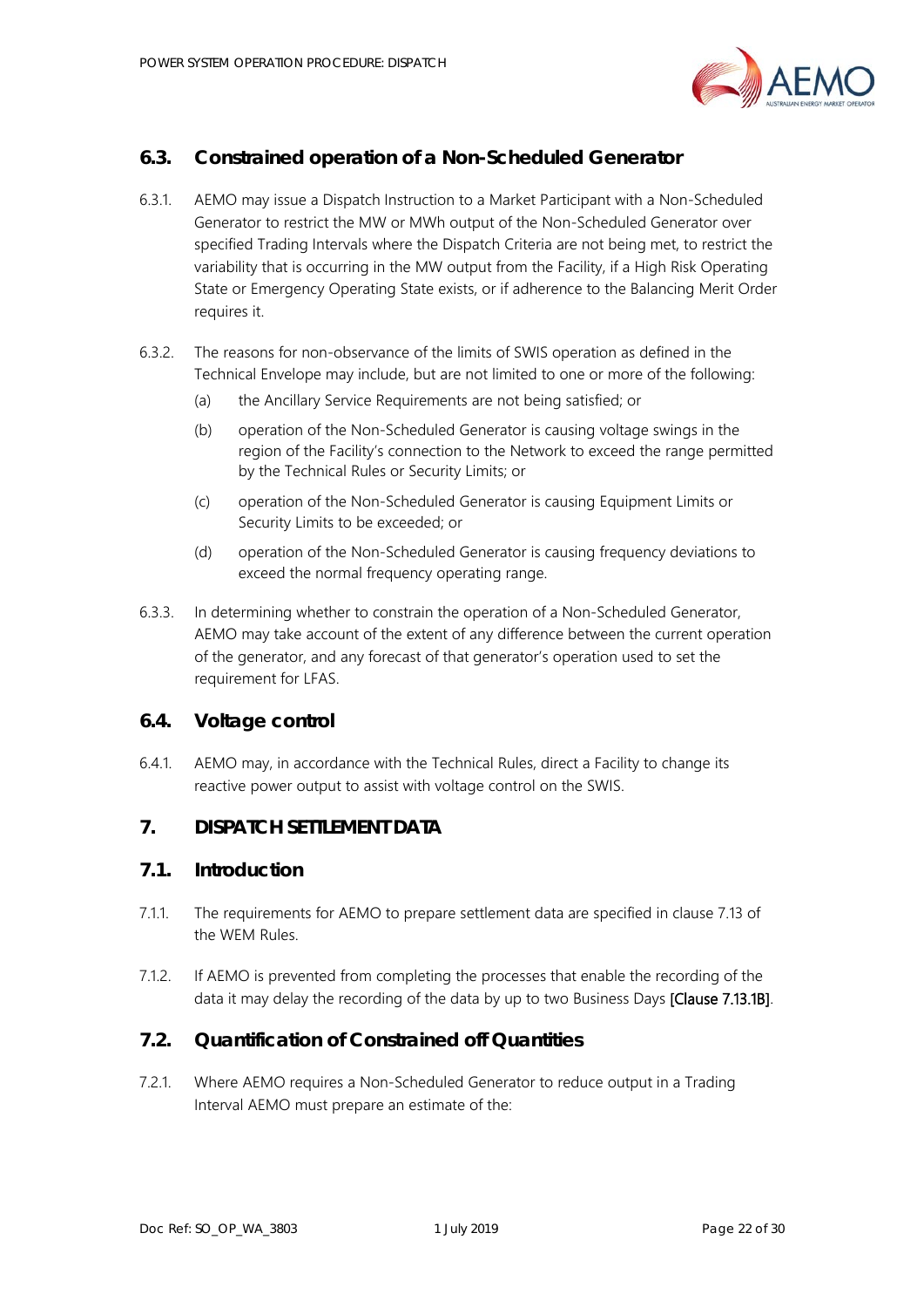## 6.3. Constrained operation of a Non-Scheduled Generator

6.3.1. AEMO may issue a Dispatch Instruction to a Market Participant with a Non-Scheduled Generator to restrict the MW or MWh output of the Non-Scheduled Generator over specified Trading Intervals where the Dispatch Criteria are not being met, to restrict the variability that is occurring in the MW output from the Facility, if a High Risk Operating State or Emergency Operating State exists, or if adherence to the Balancing Merit Order requires it.

6.3.2. The reasons for non-observance of the limits of SWIS operation as defined in the Technical Envelope may include, but are not limited to one or more of the following:

(a) the Ancillary Service Requirements are not being satisfied; or

(b) operation of the Non-Scheduled Generator is causing voltage swings in the region of the Facility's connection to the Network to exceed the range permitted by the Technical Rules or Security Limits; or

(c) operation of the Non-Scheduled Generator is causing Equipment Limits or Security Limits to be exceeded; or

(d) operation of the Non-Scheduled Generator is causing frequency deviations to exceed the normal frequency operating range.

6.3.3. In determining whether to constrain the operation of a Non-Scheduled Generator, AEMO may take account of the extent of any difference between the current operation of the generator, and any forecast of that generator's operation used to set the requirement for LFAS.

## 6.4. Voltage control

6.4.1. AEMO may, in accordance with the Technical Rules, direct a Facility to change its reactive power output to assist with voltage control on the SWIS.

# 7. DISPATCH SETTLEMENT DATA

## 7.1. Introduction

7.1.1. The requirements for AEMO to prepare settlement data are specified in clause 7.13 of the WEM Rules.

7.1.2. If AEMO is prevented from completing the processes that enable the recording of the data it may delay the recording of the data by up to two Business Days [Clause 7.13.1B].

## 7.2. Quantification of Constrained off Quantities

7.2.1. Where AEMO requires a Non-Scheduled Generator to reduce output in a Trading Interval AEMO must prepare an estimate of the: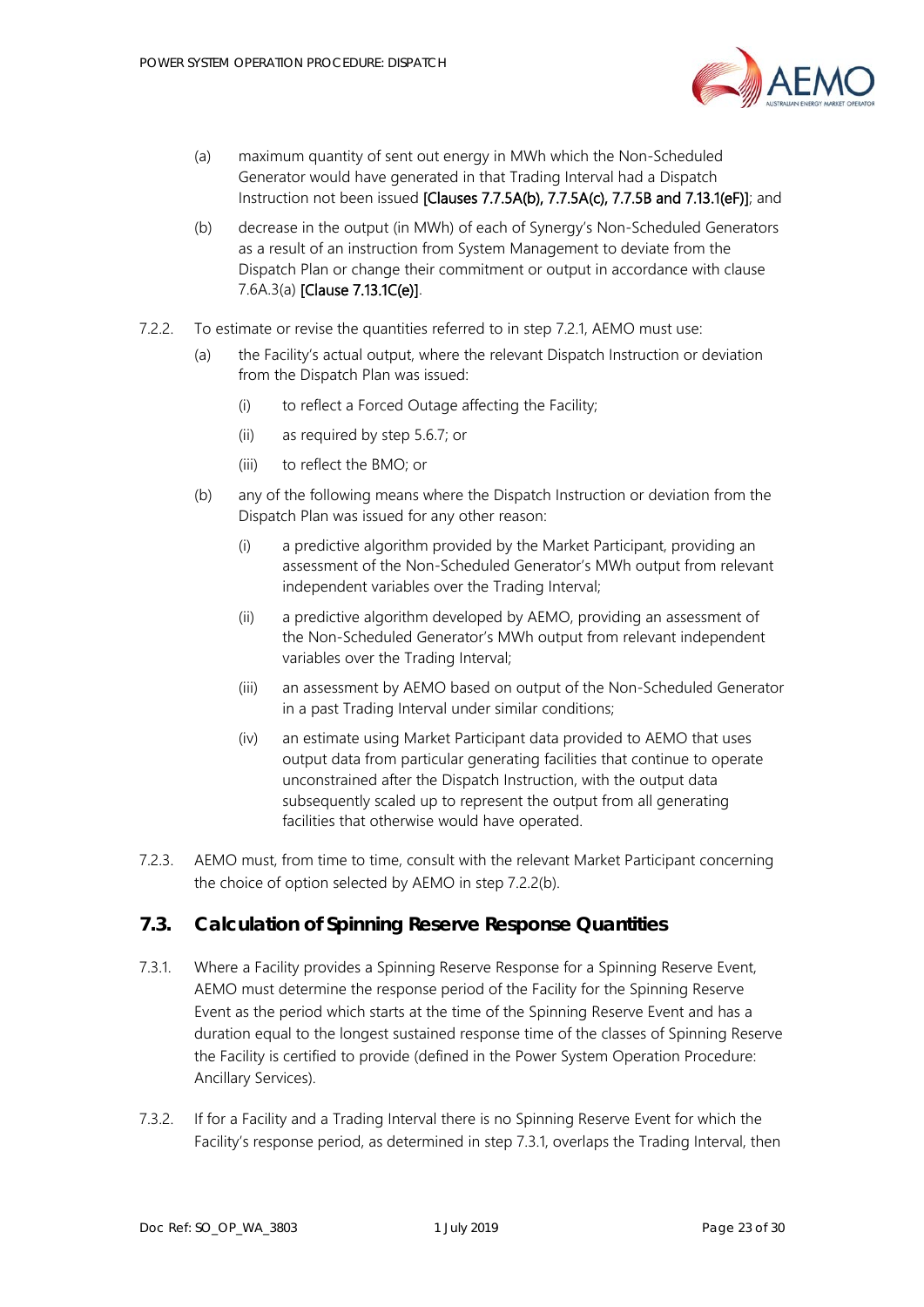(a) maximum quantity of sent out energy in MWh which the Non-Scheduled Generator would have generated in that Trading Interval had a Dispatch Instruction not been issued **[Clauses 7.7.5A(b), 7.7.5A(c), 7.7.5B and 7.13.1(eF)]**; and

(b) decrease in the output (in MWh) of each of Synergy's Non-Scheduled Generators as a result of an instruction from System Management to deviate from the Dispatch Plan or change their commitment or output in accordance with clause 7.6A.3(a) **[Clause 7.13.1C(e)]**.

7.2.2. To estimate or revise the quantities referred to in step 7.2.1, AEMO must use:

(a) the Facility's actual output, where the relevant Dispatch Instruction or deviation from the Dispatch Plan was issued:

(i) to reflect a Forced Outage affecting the Facility;

(ii) as required by step 5.6.7; or

(iii) to reflect the BMO; or

(b) any of the following means where the Dispatch Instruction or deviation from the Dispatch Plan was issued for any other reason:

(i) a predictive algorithm provided by the Market Participant, providing an assessment of the Non-Scheduled Generator's MWh output from relevant independent variables over the Trading Interval;

(ii) a predictive algorithm developed by AEMO, providing an assessment of the Non-Scheduled Generator's MWh output from relevant independent variables over the Trading Interval;

(iii) an assessment by AEMO based on output of the Non-Scheduled Generator in a past Trading Interval under similar conditions;

(iv) an estimate using Market Participant data provided to AEMO that uses output data from particular generating facilities that continue to operate unconstrained after the Dispatch Instruction, with the output data subsequently scaled up to represent the output from all generating facilities that otherwise would have operated.

7.2.3. AEMO must, from time to time, consult with the relevant Market Participant concerning the choice of option selected by AEMO in step 7.2.2(b).

## 7.3. Calculation of Spinning Reserve Response Quantities

7.3.1. Where a Facility provides a Spinning Reserve Response for a Spinning Reserve Event, AEMO must determine the response period of the Facility for the Spinning Reserve Event as the period which starts at the time of the Spinning Reserve Event and has a duration equal to the longest sustained response time of the classes of Spinning Reserve the Facility is certified to provide (defined in the Power System Operation Procedure: Ancillary Services).

7.3.2. If for a Facility and a Trading Interval there is no Spinning Reserve Event for which the Facility's response period, as determined in step 7.3.1, overlaps the Trading Interval, then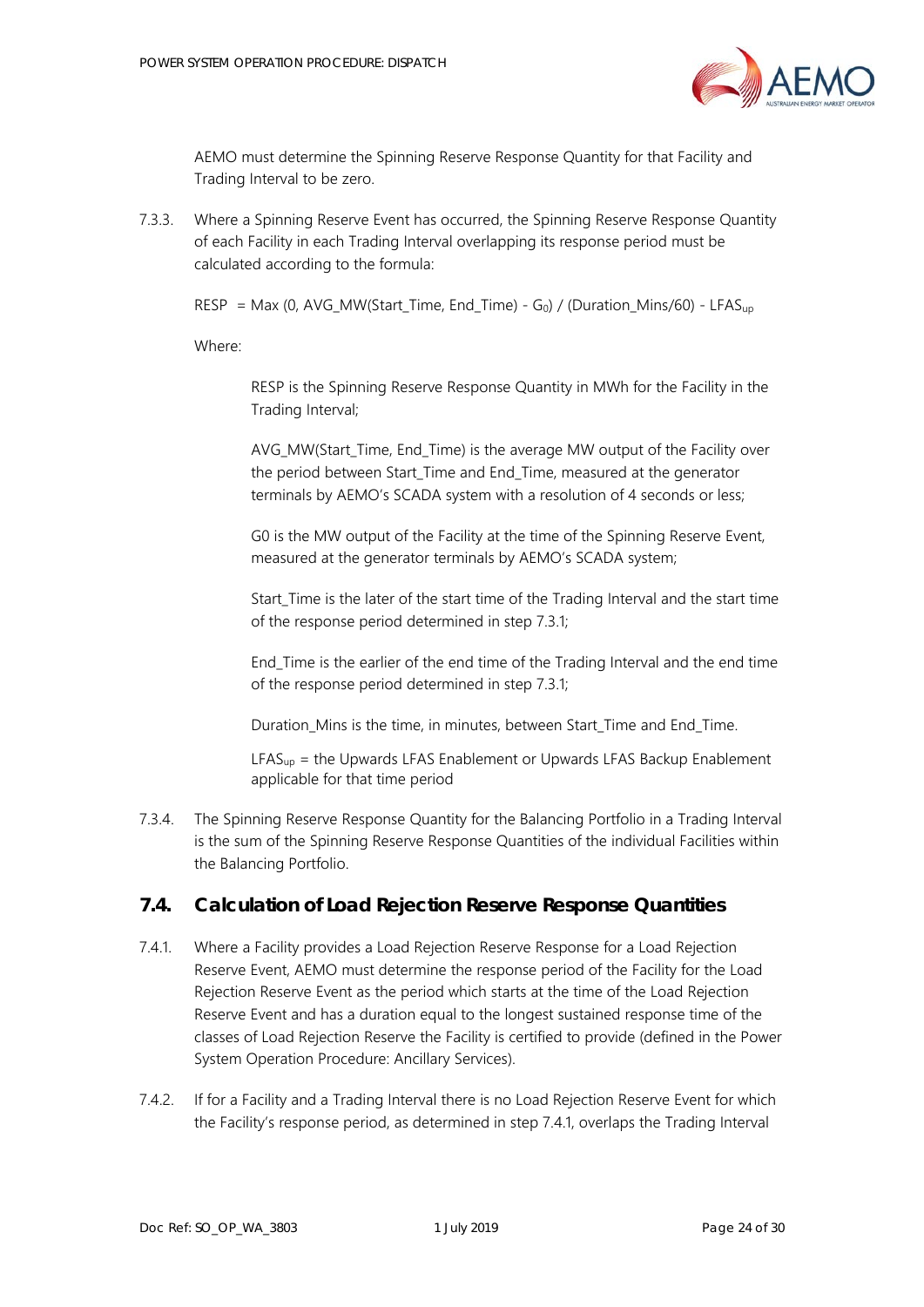AEMO must determine the Spinning Reserve Response Quantity for that Facility and Trading Interval to be zero.

7.3.3. Where a Spinning Reserve Event has occurred, the Spinning Reserve Response Quantity of each Facility in each Trading Interval overlapping its response period must be calculated according to the formula:

$$RESP = Max(0, AVG\_MW(Start\_Time, End\_Time) - G_0) / (Duration\_Mins/60) - LFAS_{up}$$

Where:

RESP is the Spinning Reserve Response Quantity in MWh for the Facility in the Trading Interval;

AVG_MW(Start_Time, End_Time) is the average MW output of the Facility over the period between Start_Time and End_Time, measured at the generator terminals by AEMO's SCADA system with a resolution of 4 seconds or less;

G0 is the MW output of the Facility at the time of the Spinning Reserve Event, measured at the generator terminals by AEMO's SCADA system;

Start_Time is the later of the start time of the Trading Interval and the start time of the response period determined in step 7.3.1;

End_Time is the earlier of the end time of the Trading Interval and the end time of the response period determined in step 7.3.1;

Duration_Mins is the time, in minutes, between Start_Time and End_Time.

$LFAS_{up}$ = the Upwards LFAS Enablement or Upwards LFAS Backup Enablement applicable for that time period

7.3.4. The Spinning Reserve Response Quantity for the Balancing Portfolio in a Trading Interval is the sum of the Spinning Reserve Response Quantities of the individual Facilities within the Balancing Portfolio.

## 7.4. Calculation of Load Rejection Reserve Response Quantities

7.4.1. Where a Facility provides a Load Rejection Reserve Response for a Load Rejection Reserve Event, AEMO must determine the response period of the Facility for the Load Rejection Reserve Event as the period which starts at the time of the Load Rejection Reserve Event and has a duration equal to the longest sustained response time of the classes of Load Rejection Reserve the Facility is certified to provide (defined in the Power System Operation Procedure: Ancillary Services).

7.4.2. If for a Facility and a Trading Interval there is no Load Rejection Reserve Event for which the Facility's response period, as determined in step 7.4.1, overlaps the Trading Interval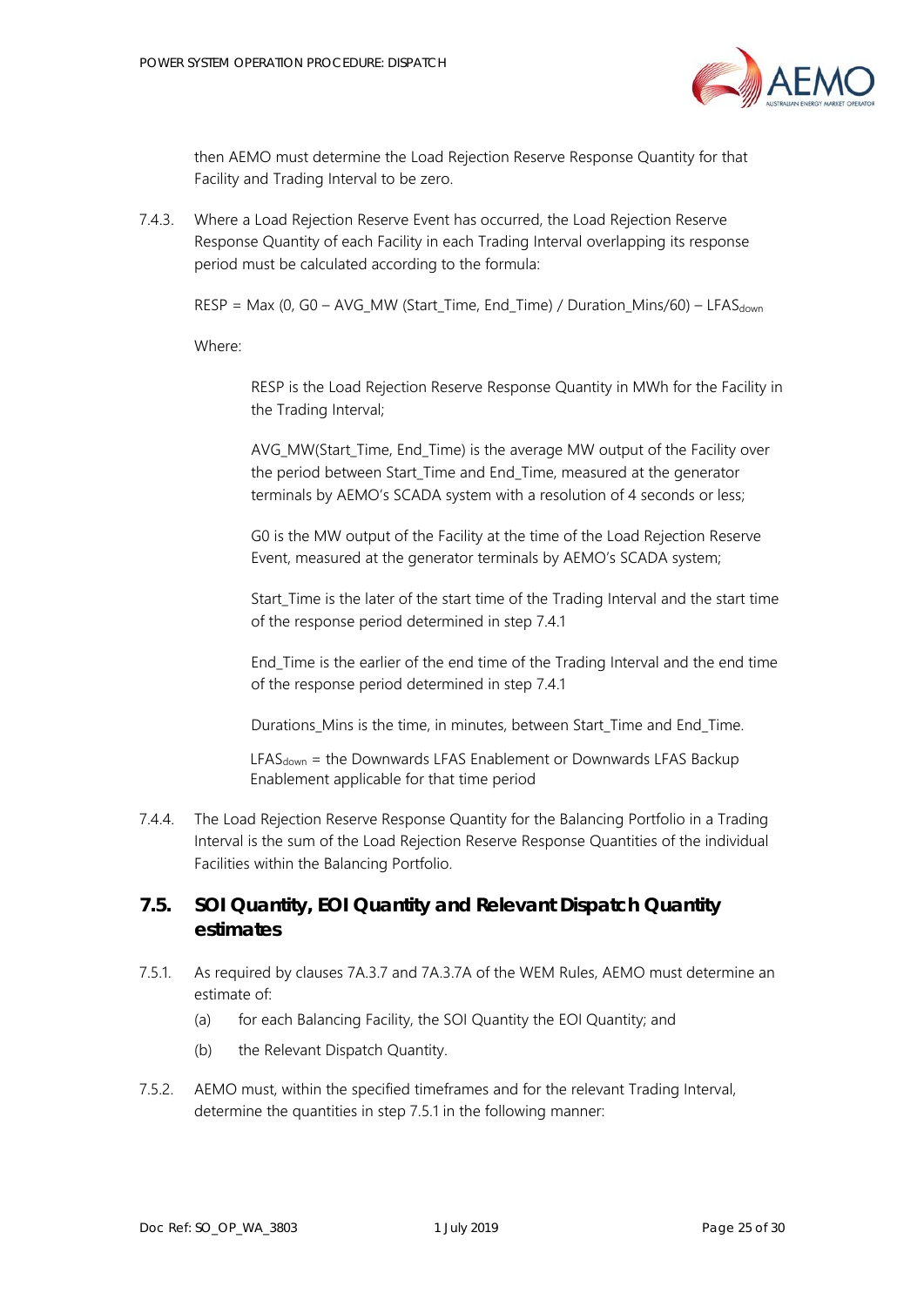then AEMO must determine the Load Rejection Reserve Response Quantity for that Facility and Trading Interval to be zero.

7.4.3. Where a Load Rejection Reserve Event has occurred, the Load Rejection Reserve Response Quantity of each Facility in each Trading Interval overlapping its response period must be calculated according to the formula:

$$RESP = Max\ (0,\ G0 - AVG\_MW\ (Start\_Time,\ End\_Time)\ /\ Duration\_Mins/60) - LFAS_{down}$$

Where:

RESP is the Load Rejection Reserve Response Quantity in MWh for the Facility in the Trading Interval;

AVG_MW(Start_Time, End_Time) is the average MW output of the Facility over the period between Start_Time and End_Time, measured at the generator terminals by AEMO's SCADA system with a resolution of 4 seconds or less;

G0 is the MW output of the Facility at the time of the Load Rejection Reserve Event, measured at the generator terminals by AEMO's SCADA system;

Start_Time is the later of the start time of the Trading Interval and the start time of the response period determined in step 7.4.1

End_Time is the earlier of the end time of the Trading Interval and the end time of the response period determined in step 7.4.1

Durations_Mins is the time, in minutes, between Start_Time and End_Time.

$LFAS_{down}$ = the Downwards LFAS Enablement or Downwards LFAS Backup Enablement applicable for that time period

7.4.4. The Load Rejection Reserve Response Quantity for the Balancing Portfolio in a Trading Interval is the sum of the Load Rejection Reserve Response Quantities of the individual Facilities within the Balancing Portfolio.

## 7.5. SOI Quantity, EOI Quantity and Relevant Dispatch Quantity estimates

7.5.1. As required by clauses 7A.3.7 and 7A.3.7A of the WEM Rules, AEMO must determine an estimate of:

(a) for each Balancing Facility, the SOI Quantity the EOI Quantity; and

(b) the Relevant Dispatch Quantity.

7.5.2. AEMO must, within the specified timeframes and for the relevant Trading Interval, determine the quantities in step 7.5.1 in the following manner: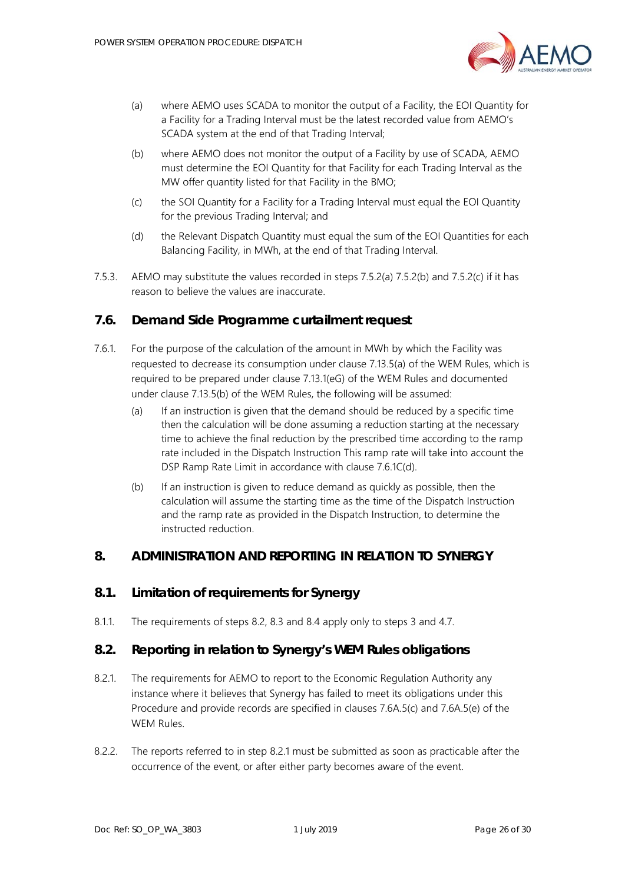(a) where AEMO uses SCADA to monitor the output of a Facility, the EOI Quantity for a Facility for a Trading Interval must be the latest recorded value from AEMO's SCADA system at the end of that Trading Interval;

(b) where AEMO does not monitor the output of a Facility by use of SCADA, AEMO must determine the EOI Quantity for that Facility for each Trading Interval as the MW offer quantity listed for that Facility in the BMO;

(c) the SOI Quantity for a Facility for a Trading Interval must equal the EOI Quantity for the previous Trading Interval; and

(d) the Relevant Dispatch Quantity must equal the sum of the EOI Quantities for each Balancing Facility, in MWh, at the end of that Trading Interval.

7.5.3. AEMO may substitute the values recorded in steps 7.5.2(a) 7.5.2(b) and 7.5.2(c) if it has reason to believe the values are inaccurate.

## 7.6. Demand Side Programme curtailment request

7.6.1. For the purpose of the calculation of the amount in MWh by which the Facility was requested to decrease its consumption under clause 7.13.5(a) of the WEM Rules, which is required to be prepared under clause 7.13.1(eG) of the WEM Rules and documented under clause 7.13.5(b) of the WEM Rules, the following will be assumed:

(a) If an instruction is given that the demand should be reduced by a specific time then the calculation will be done assuming a reduction starting at the necessary time to achieve the final reduction by the prescribed time according to the ramp rate included in the Dispatch Instruction This ramp rate will take into account the DSP Ramp Rate Limit in accordance with clause 7.6.1C(d).

(b) If an instruction is given to reduce demand as quickly as possible, then the calculation will assume the starting time as the time of the Dispatch Instruction and the ramp rate as provided in the Dispatch Instruction, to determine the instructed reduction.

# 8. ADMINISTRATION AND REPORTING IN RELATION TO SYNERGY

## 8.1. Limitation of requirements for Synergy

8.1.1. The requirements of steps 8.2, 8.3 and 8.4 apply only to steps 3 and 4.7.

## 8.2. Reporting in relation to Synergy's WEM Rules obligations

8.2.1. The requirements for AEMO to report to the Economic Regulation Authority any instance where it believes that Synergy has failed to meet its obligations under this Procedure and provide records are specified in clauses 7.6A.5(c) and 7.6A.5(e) of the WEM Rules.

8.2.2. The reports referred to in step 8.2.1 must be submitted as soon as practicable after the occurrence of the event, or after either party becomes aware of the event.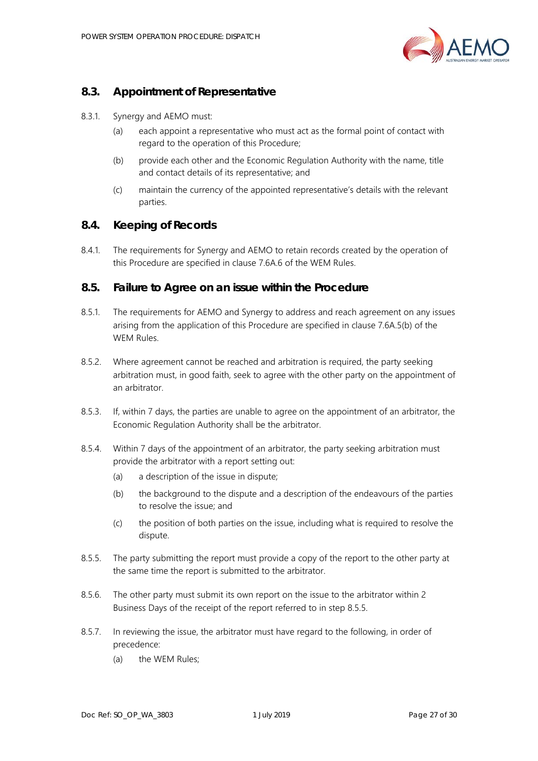## 8.3. Appointment of Representative

8.3.1. Synergy and AEMO must:

(a) each appoint a representative who must act as the formal point of contact with regard to the operation of this Procedure;

(b) provide each other and the Economic Regulation Authority with the name, title and contact details of its representative; and

(c) maintain the currency of the appointed representative's details with the relevant parties.

## 8.4. Keeping of Records

8.4.1. The requirements for Synergy and AEMO to retain records created by the operation of this Procedure are specified in clause 7.6A.6 of the WEM Rules.

## 8.5. Failure to Agree on an issue within the Procedure

8.5.1. The requirements for AEMO and Synergy to address and reach agreement on any issues arising from the application of this Procedure are specified in clause 7.6A.5(b) of the WEM Rules.

8.5.2. Where agreement cannot be reached and arbitration is required, the party seeking arbitration must, in good faith, seek to agree with the other party on the appointment of an arbitrator.

8.5.3. If, within 7 days, the parties are unable to agree on the appointment of an arbitrator, the Economic Regulation Authority shall be the arbitrator.

8.5.4. Within 7 days of the appointment of an arbitrator, the party seeking arbitration must provide the arbitrator with a report setting out:

(a) a description of the issue in dispute;

(b) the background to the dispute and a description of the endeavours of the parties to resolve the issue; and

(c) the position of both parties on the issue, including what is required to resolve the dispute.

8.5.5. The party submitting the report must provide a copy of the report to the other party at the same time the report is submitted to the arbitrator.

8.5.6. The other party must submit its own report on the issue to the arbitrator within 2 Business Days of the receipt of the report referred to in step 8.5.5.

8.5.7. In reviewing the issue, the arbitrator must have regard to the following, in order of precedence:

(a) the WEM Rules;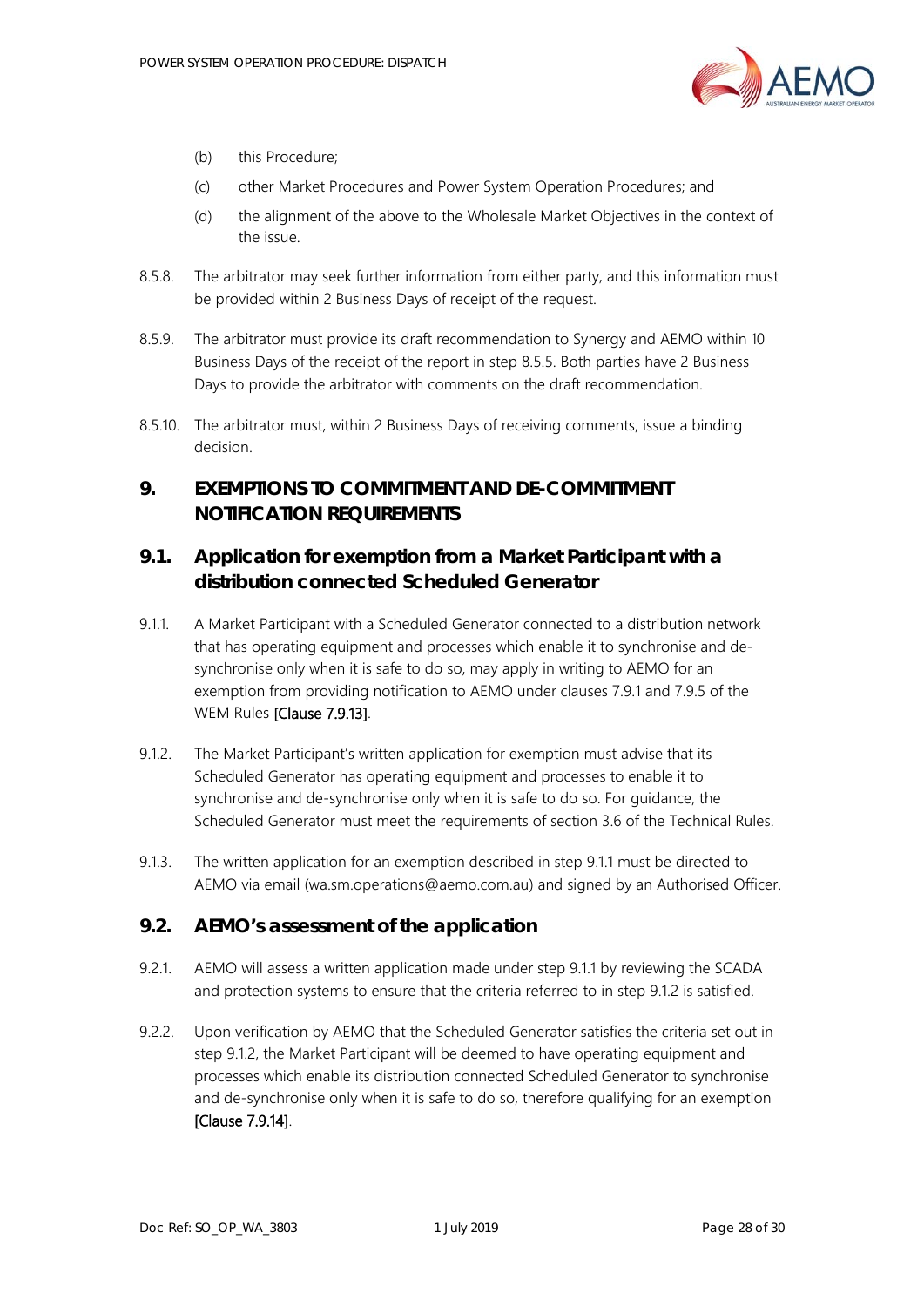(b) this Procedure;

(c) other Market Procedures and Power System Operation Procedures; and

(d) the alignment of the above to the Wholesale Market Objectives in the context of the issue.

8.5.8. The arbitrator may seek further information from either party, and this information must be provided within 2 Business Days of receipt of the request.

8.5.9. The arbitrator must provide its draft recommendation to Synergy and AEMO within 10 Business Days of the receipt of the report in step 8.5.5. Both parties have 2 Business Days to provide the arbitrator with comments on the draft recommendation.

8.5.10. The arbitrator must, within 2 Business Days of receiving comments, issue a binding decision.

# 9. EXEMPTIONS TO COMMITMENT AND DE-COMMITMENT NOTIFICATION REQUIREMENTS

## 9.1. Application for exemption from a Market Participant with a distribution connected Scheduled Generator

9.1.1. A Market Participant with a Scheduled Generator connected to a distribution network that has operating equipment and processes which enable it to synchronise and de-synchronise only when it is safe to do so, may apply in writing to AEMO for an exemption from providing notification to AEMO under clauses 7.9.1 and 7.9.5 of the WEM Rules [Clause 7.9.13].

9.1.2. The Market Participant's written application for exemption must advise that its Scheduled Generator has operating equipment and processes to enable it to synchronise and de-synchronise only when it is safe to do so. For guidance, the Scheduled Generator must meet the requirements of section 3.6 of the Technical Rules.

9.1.3. The written application for an exemption described in step 9.1.1 must be directed to AEMO via email (wa.sm.operations@aemo.com.au) and signed by an Authorised Officer.

## 9.2. AEMO's assessment of the application

9.2.1. AEMO will assess a written application made under step 9.1.1 by reviewing the SCADA and protection systems to ensure that the criteria referred to in step 9.1.2 is satisfied.

9.2.2. Upon verification by AEMO that the Scheduled Generator satisfies the criteria set out in step 9.1.2, the Market Participant will be deemed to have operating equipment and processes which enable its distribution connected Scheduled Generator to synchronise and de-synchronise only when it is safe to do so, therefore qualifying for an exemption [Clause 7.9.14].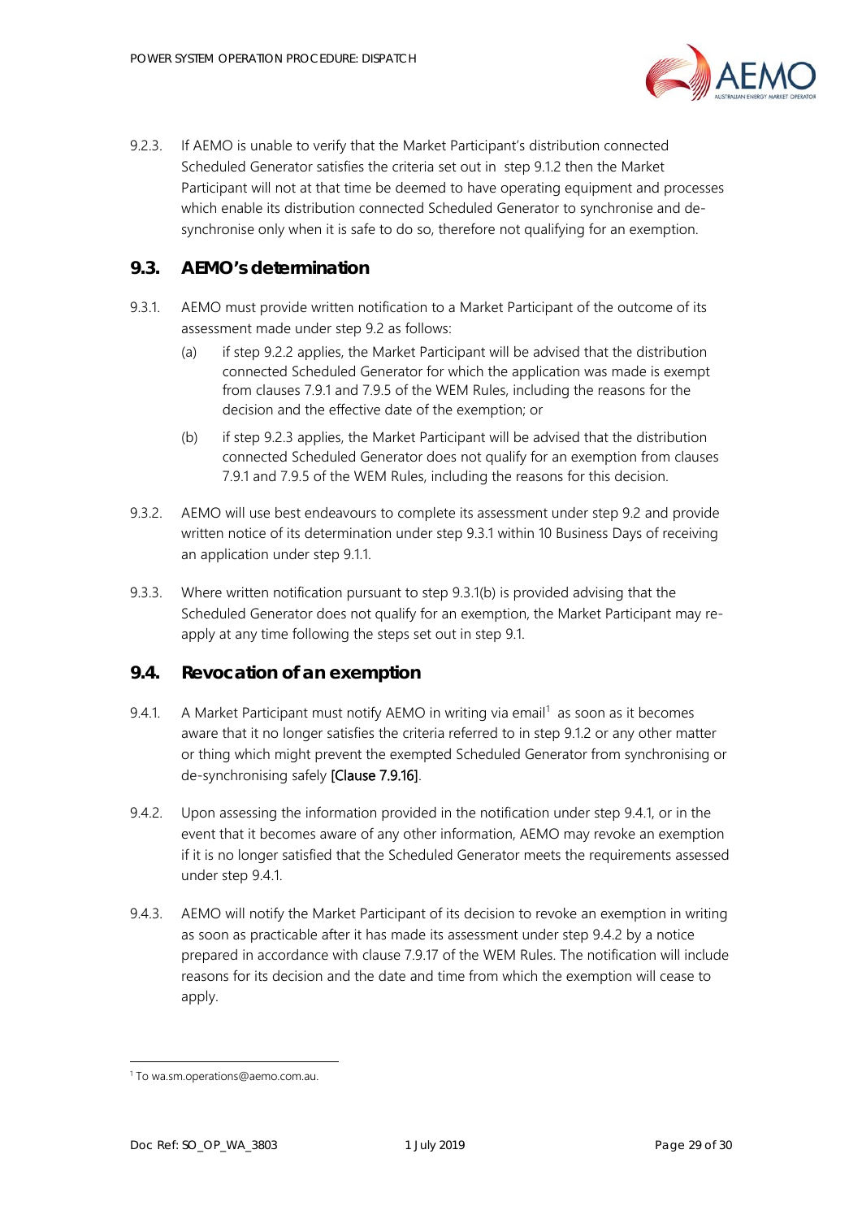9.2.3. If AEMO is unable to verify that the Market Participant's distribution connected Scheduled Generator satisfies the criteria set out in step 9.1.2 then the Market Participant will not at that time be deemed to have operating equipment and processes which enable its distribution connected Scheduled Generator to synchronise and de-synchronise only when it is safe to do so, therefore not qualifying for an exemption.

## 9.3. AEMO's determination

9.3.1. AEMO must provide written notification to a Market Participant of the outcome of its assessment made under step 9.2 as follows:

(a) if step 9.2.2 applies, the Market Participant will be advised that the distribution connected Scheduled Generator for which the application was made is exempt from clauses 7.9.1 and 7.9.5 of the WEM Rules, including the reasons for the decision and the effective date of the exemption; or

(b) if step 9.2.3 applies, the Market Participant will be advised that the distribution connected Scheduled Generator does not qualify for an exemption from clauses 7.9.1 and 7.9.5 of the WEM Rules, including the reasons for this decision.

9.3.2. AEMO will use best endeavours to complete its assessment under step 9.2 and provide written notice of its determination under step 9.3.1 within 10 Business Days of receiving an application under step 9.1.1.

9.3.3. Where written notification pursuant to step 9.3.1(b) is provided advising that the Scheduled Generator does not qualify for an exemption, the Market Participant may re-apply at any time following the steps set out in step 9.1.

## 9.4. Revocation of an exemption

9.4.1. A Market Participant must notify AEMO in writing via email[1] as soon as it becomes aware that it no longer satisfies the criteria referred to in step 9.1.2 or any other matter or thing which might prevent the exempted Scheduled Generator from synchronising or de-synchronising safely **[Clause 7.9.16]**.

9.4.2. Upon assessing the information provided in the notification under step 9.4.1, or in the event that it becomes aware of any other information, AEMO may revoke an exemption if it is no longer satisfied that the Scheduled Generator meets the requirements assessed under step 9.4.1.

9.4.3. AEMO will notify the Market Participant of its decision to revoke an exemption in writing as soon as practicable after it has made its assessment under step 9.4.2 by a notice prepared in accordance with clause 7.9.17 of the WEM Rules. The notification will include reasons for its decision and the date and time from which the exemption will cease to apply.

---

[1] To wa.sm.operations@aemo.com.au.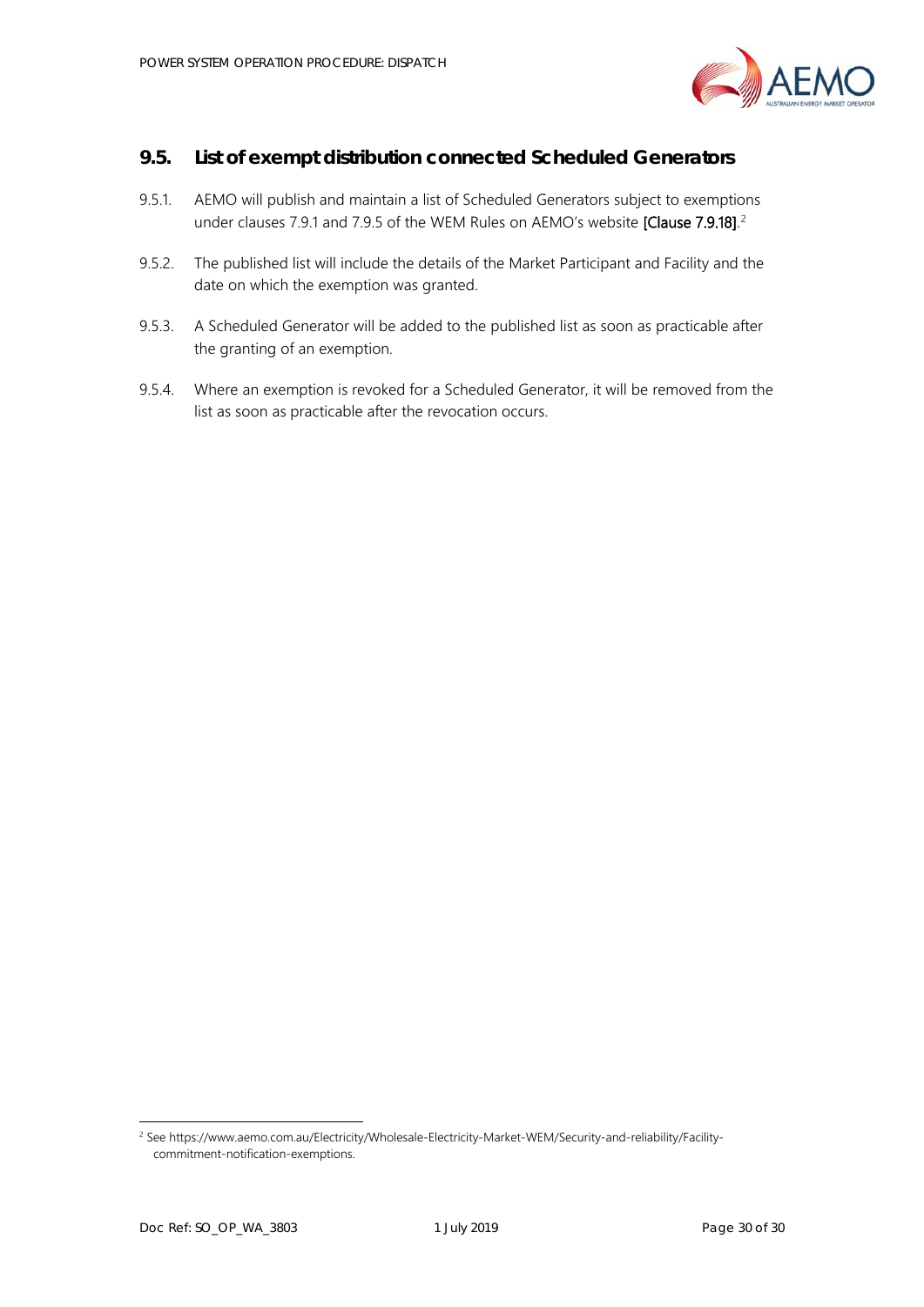## 9.5. List of exempt distribution connected Scheduled Generators

9.5.1. AEMO will publish and maintain a list of Scheduled Generators subject to exemptions under clauses 7.9.1 and 7.9.5 of the WEM Rules on AEMO's website [Clause 7.9.18].[2]

9.5.2. The published list will include the details of the Market Participant and Facility and the date on which the exemption was granted.

9.5.3. A Scheduled Generator will be added to the published list as soon as practicable after the granting of an exemption.

9.5.4. Where an exemption is revoked for a Scheduled Generator, it will be removed from the list as soon as practicable after the revocation occurs.

---

[2] See https://www.aemo.com.au/Electricity/Wholesale-Electricity-Market-WEM/Security-and-reliability/Facility-commitment-notification-exemptions.